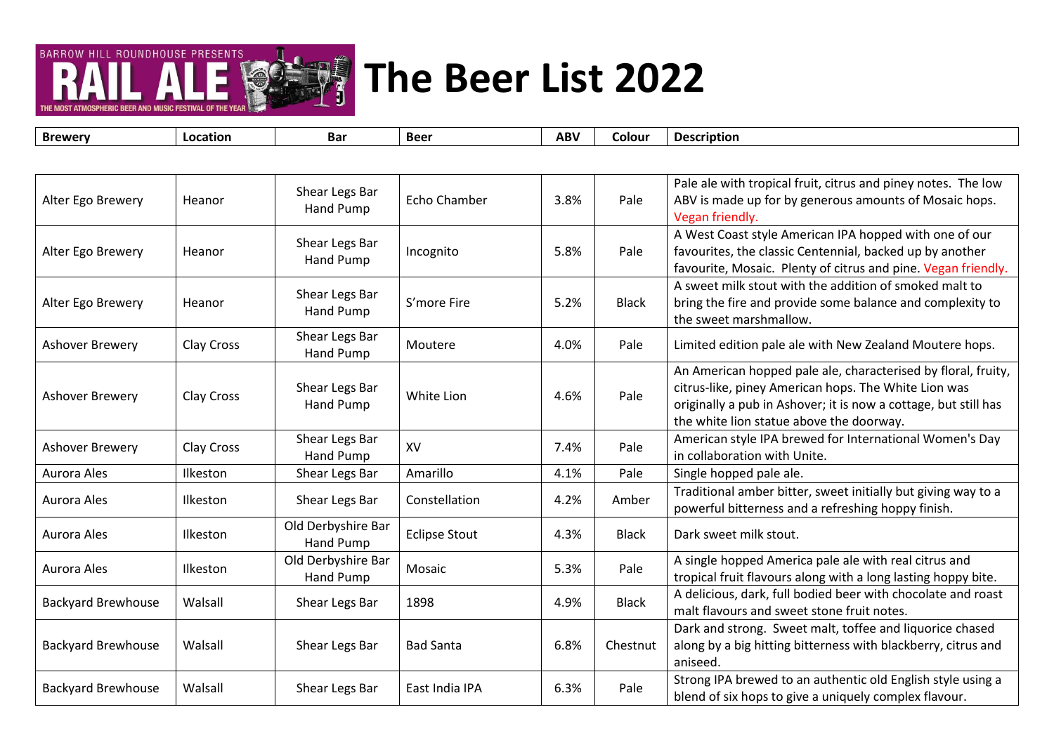# The Beer List 2022

| Brewery | Location | Bar | Beer | ABV | Colour | Description |
|---|---|---|---|---|---|---|
| Alter Ego Brewery | Heanor | Shear Legs Bar Hand Pump | Echo Chamber | 3.8% | Pale | Pale ale with tropical fruit, citrus and piney notes. The low ABV is made up for by generous amounts of Mosaic hops. Vegan friendly. |
| Alter Ego Brewery | Heanor | Shear Legs Bar Hand Pump | Incognito | 5.8% | Pale | A West Coast style American IPA hopped with one of our favourites, the classic Centennial, backed up by another favourite, Mosaic. Plenty of citrus and pine. Vegan friendly. |
| Alter Ego Brewery | Heanor | Shear Legs Bar Hand Pump | S'more Fire | 5.2% | Black | A sweet milk stout with the addition of smoked malt to bring the fire and provide some balance and complexity to the sweet marshmallow. |
| Ashover Brewery | Clay Cross | Shear Legs Bar Hand Pump | Moutere | 4.0% | Pale | Limited edition pale ale with New Zealand Moutere hops. |
| Ashover Brewery | Clay Cross | Shear Legs Bar Hand Pump | White Lion | 4.6% | Pale | An American hopped pale ale, characterised by floral, fruity, citrus-like, piney American hops. The White Lion was originally a pub in Ashover; it is now a cottage, but still has the white lion statue above the doorway. |
| Ashover Brewery | Clay Cross | Shear Legs Bar Hand Pump | XV | 7.4% | Pale | American style IPA brewed for International Women's Day in collaboration with Unite. |
| Aurora Ales | Ilkeston | Shear Legs Bar | Amarillo | 4.1% | Pale | Single hopped pale ale. |
| Aurora Ales | Ilkeston | Shear Legs Bar | Constellation | 4.2% | Amber | Traditional amber bitter, sweet initially but giving way to a powerful bitterness and a refreshing hoppy finish. |
| Aurora Ales | Ilkeston | Old Derbyshire Bar Hand Pump | Eclipse Stout | 4.3% | Black | Dark sweet milk stout. |
| Aurora Ales | Ilkeston | Old Derbyshire Bar Hand Pump | Mosaic | 5.3% | Pale | A single hopped America pale ale with real citrus and tropical fruit flavours along with a long lasting hoppy bite. |
| Backyard Brewhouse | Walsall | Shear Legs Bar | 1898 | 4.9% | Black | A delicious, dark, full bodied beer with chocolate and roast malt flavours and sweet stone fruit notes. |
| Backyard Brewhouse | Walsall | Shear Legs Bar | Bad Santa | 6.8% | Chestnut | Dark and strong. Sweet malt, toffee and liquorice chased along by a big hitting bitterness with blackberry, citrus and aniseed. |
| Backyard Brewhouse | Walsall | Shear Legs Bar | East India IPA | 6.3% | Pale | Strong IPA brewed to an authentic old English style using a blend of six hops to give a uniquely complex flavour. |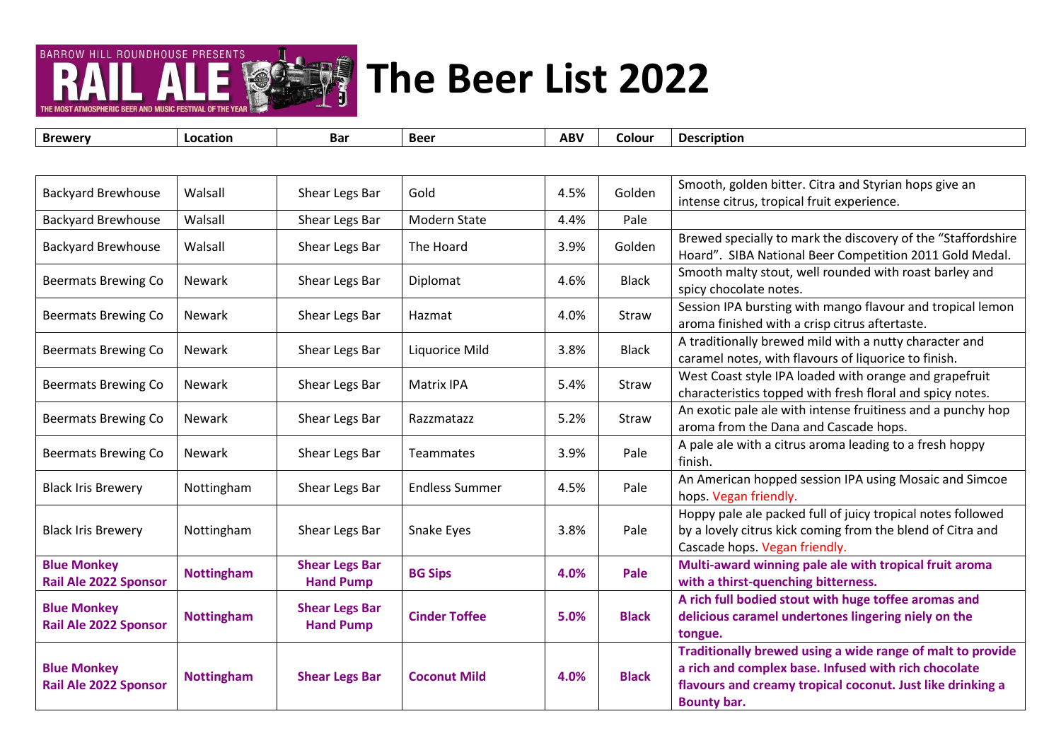# The Beer List 2022

| Brewery | Location | Bar | Beer | ABV | Colour | Description |
|---|---|---|---|---|---|---|
| Backyard Brewhouse | Walsall | Shear Legs Bar | Gold | 4.5% | Golden | Smooth, golden bitter. Citra and Styrian hops give an intense citrus, tropical fruit experience. |
| Backyard Brewhouse | Walsall | Shear Legs Bar | Modern State | 4.4% | Pale | |
| Backyard Brewhouse | Walsall | Shear Legs Bar | The Hoard | 3.9% | Golden | Brewed specially to mark the discovery of the "Staffordshire Hoard". SIBA National Beer Competition 2011 Gold Medal. |
| Beermats Brewing Co | Newark | Shear Legs Bar | Diplomat | 4.6% | Black | Smooth malty stout, well rounded with roast barley and spicy chocolate notes. |
| Beermats Brewing Co | Newark | Shear Legs Bar | Hazmat | 4.0% | Straw | Session IPA bursting with mango flavour and tropical lemon aroma finished with a crisp citrus aftertaste. |
| Beermats Brewing Co | Newark | Shear Legs Bar | Liquorice Mild | 3.8% | Black | A traditionally brewed mild with a nutty character and caramel notes, with flavours of liquorice to finish. |
| Beermats Brewing Co | Newark | Shear Legs Bar | Matrix IPA | 5.4% | Straw | West Coast style IPA loaded with orange and grapefruit characteristics topped with fresh floral and spicy notes. |
| Beermats Brewing Co | Newark | Shear Legs Bar | Razzmatazz | 5.2% | Straw | An exotic pale ale with intense fruitiness and a punchy hop aroma from the Dana and Cascade hops. |
| Beermats Brewing Co | Newark | Shear Legs Bar | Teammates | 3.9% | Pale | A pale ale with a citrus aroma leading to a fresh hoppy finish. |
| Black Iris Brewery | Nottingham | Shear Legs Bar | Endless Summer | 4.5% | Pale | An American hopped session IPA using Mosaic and Simcoe hops. Vegan friendly. |
| Black Iris Brewery | Nottingham | Shear Legs Bar | Snake Eyes | 3.8% | Pale | Hoppy pale ale packed full of juicy tropical notes followed by a lovely citrus kick coming from the blend of Citra and Cascade hops. Vegan friendly. |
| **Blue Monkey Rail Ale 2022 Sponsor** | **Nottingham** | **Shear Legs Bar Hand Pump** | **BG Sips** | **4.0%** | **Pale** | **Multi-award winning pale ale with tropical fruit aroma with a thirst-quenching bitterness.** |
| **Blue Monkey Rail Ale 2022 Sponsor** | **Nottingham** | **Shear Legs Bar Hand Pump** | **Cinder Toffee** | **5.0%** | **Black** | **A rich full bodied stout with huge toffee aromas and delicious caramel undertones lingering niely on the tongue.** |
| **Blue Monkey Rail Ale 2022 Sponsor** | **Nottingham** | **Shear Legs Bar** | **Coconut Mild** | **4.0%** | **Black** | **Traditionally brewed using a wide range of malt to provide a rich and complex base. Infused with rich chocolate flavours and creamy tropical coconut. Just like drinking a Bounty bar.** |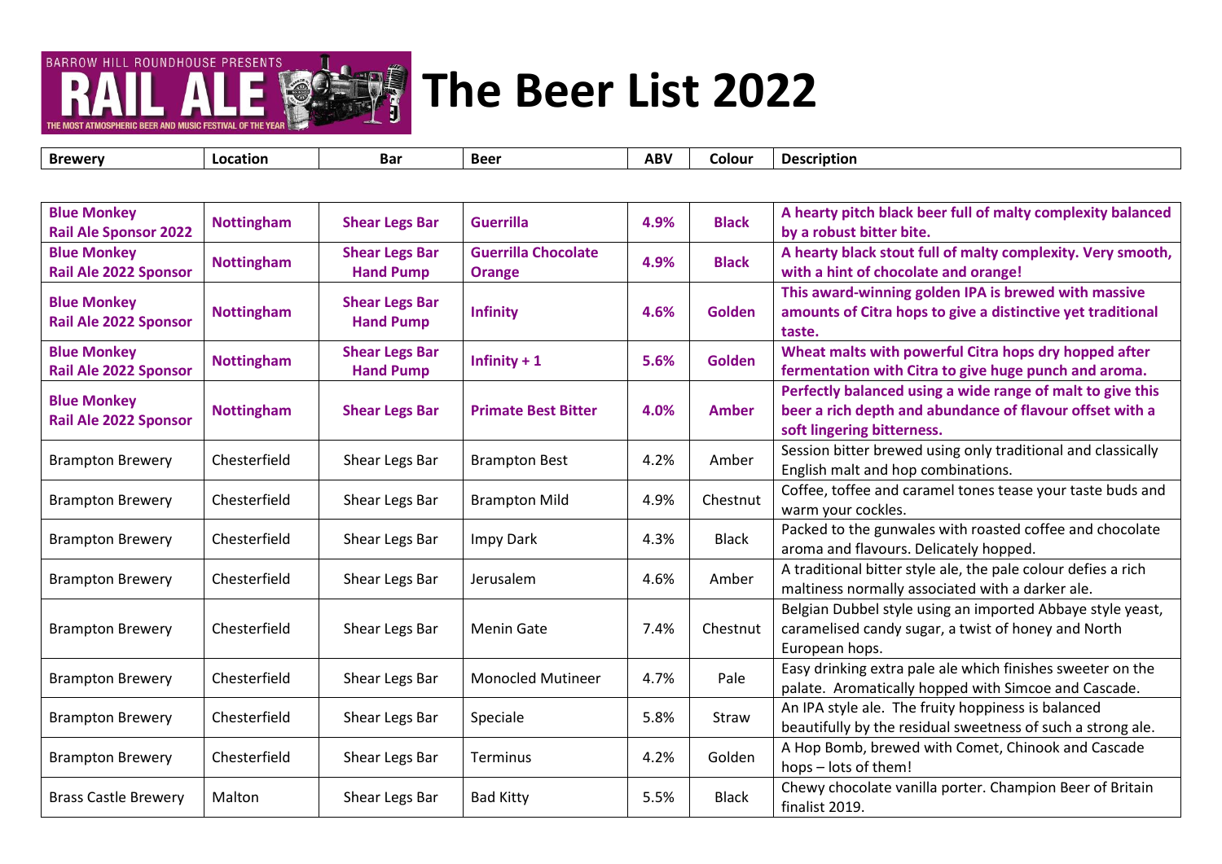# The Beer List 2022

| Brewery | Location | Bar | Beer | ABV | Colour | Description |
|---|---|---|---|---|---|---|
| **Blue Monkey Rail Ale Sponsor 2022** | **Nottingham** | **Shear Legs Bar** | **Guerrilla** | **4.9%** | **Black** | **A hearty pitch black beer full of malty complexity balanced by a robust bitter bite.** |
| **Blue Monkey Rail Ale 2022 Sponsor** | **Nottingham** | **Shear Legs Bar Hand Pump** | **Guerrilla Chocolate Orange** | **4.9%** | **Black** | **A hearty black stout full of malty complexity. Very smooth, with a hint of chocolate and orange!** |
| **Blue Monkey Rail Ale 2022 Sponsor** | **Nottingham** | **Shear Legs Bar Hand Pump** | **Infinity** | **4.6%** | **Golden** | **This award-winning golden IPA is brewed with massive amounts of Citra hops to give a distinctive yet traditional taste.** |
| **Blue Monkey Rail Ale 2022 Sponsor** | **Nottingham** | **Shear Legs Bar Hand Pump** | **Infinity + 1** | **5.6%** | **Golden** | **Wheat malts with powerful Citra hops dry hopped after fermentation with Citra to give huge punch and aroma.** |
| **Blue Monkey Rail Ale 2022 Sponsor** | **Nottingham** | **Shear Legs Bar** | **Primate Best Bitter** | **4.0%** | **Amber** | **Perfectly balanced using a wide range of malt to give this beer a rich depth and abundance of flavour offset with a soft lingering bitterness.** |
| Brampton Brewery | Chesterfield | Shear Legs Bar | Brampton Best | 4.2% | Amber | Session bitter brewed using only traditional and classically English malt and hop combinations. |
| Brampton Brewery | Chesterfield | Shear Legs Bar | Brampton Mild | 4.9% | Chestnut | Coffee, toffee and caramel tones tease your taste buds and warm your cockles. |
| Brampton Brewery | Chesterfield | Shear Legs Bar | Impy Dark | 4.3% | Black | Packed to the gunwales with roasted coffee and chocolate aroma and flavours. Delicately hopped. |
| Brampton Brewery | Chesterfield | Shear Legs Bar | Jerusalem | 4.6% | Amber | A traditional bitter style ale, the pale colour defies a rich maltiness normally associated with a darker ale. |
| Brampton Brewery | Chesterfield | Shear Legs Bar | Menin Gate | 7.4% | Chestnut | Belgian Dubbel style using an imported Abbaye style yeast, caramelised candy sugar, a twist of honey and North European hops. |
| Brampton Brewery | Chesterfield | Shear Legs Bar | Monocled Mutineer | 4.7% | Pale | Easy drinking extra pale ale which finishes sweeter on the palate. Aromatically hopped with Simcoe and Cascade. |
| Brampton Brewery | Chesterfield | Shear Legs Bar | Speciale | 5.8% | Straw | An IPA style ale. The fruity hoppiness is balanced beautifully by the residual sweetness of such a strong ale. |
| Brampton Brewery | Chesterfield | Shear Legs Bar | Terminus | 4.2% | Golden | A Hop Bomb, brewed with Comet, Chinook and Cascade hops – lots of them! |
| Brass Castle Brewery | Malton | Shear Legs Bar | Bad Kitty | 5.5% | Black | Chewy chocolate vanilla porter. Champion Beer of Britain finalist 2019. |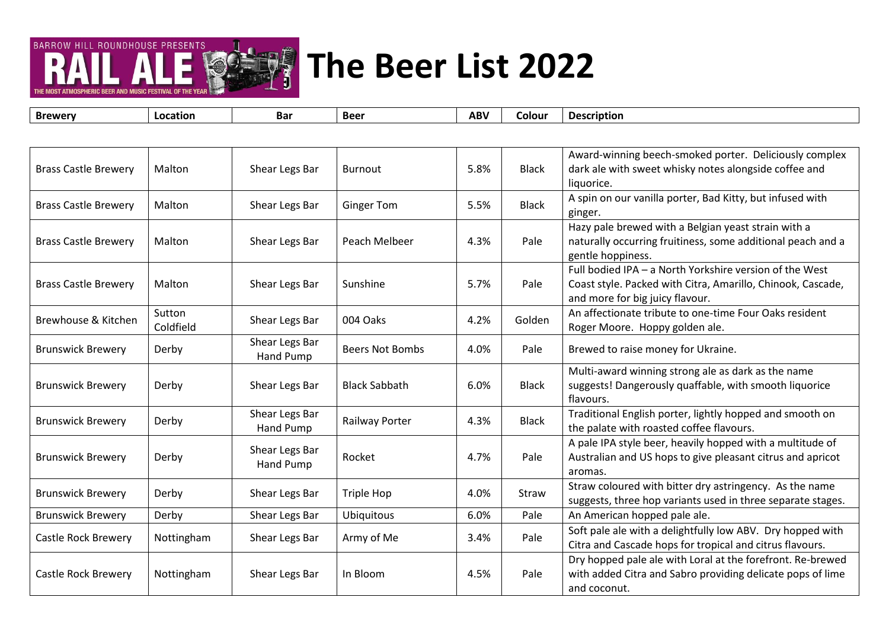# The Beer List 2022

| Brewery | Location | Bar | Beer | ABV | Colour | Description |
|---|---|---|---|---|---|---|
| Brass Castle Brewery | Malton | Shear Legs Bar | Burnout | 5.8% | Black | Award-winning beech-smoked porter. Deliciously complex dark ale with sweet whisky notes alongside coffee and liquorice. |
| Brass Castle Brewery | Malton | Shear Legs Bar | Ginger Tom | 5.5% | Black | A spin on our vanilla porter, Bad Kitty, but infused with ginger. |
| Brass Castle Brewery | Malton | Shear Legs Bar | Peach Melbeer | 4.3% | Pale | Hazy pale brewed with a Belgian yeast strain with a naturally occurring fruitiness, some additional peach and a gentle hoppiness. |
| Brass Castle Brewery | Malton | Shear Legs Bar | Sunshine | 5.7% | Pale | Full bodied IPA – a North Yorkshire version of the West Coast style. Packed with Citra, Amarillo, Chinook, Cascade, and more for big juicy flavour. |
| Brewhouse & Kitchen | Sutton Coldfield | Shear Legs Bar | 004 Oaks | 4.2% | Golden | An affectionate tribute to one-time Four Oaks resident Roger Moore. Hoppy golden ale. |
| Brunswick Brewery | Derby | Shear Legs Bar Hand Pump | Beers Not Bombs | 4.0% | Pale | Brewed to raise money for Ukraine. |
| Brunswick Brewery | Derby | Shear Legs Bar | Black Sabbath | 6.0% | Black | Multi-award winning strong ale as dark as the name suggests! Dangerously quaffable, with smooth liquorice flavours. |
| Brunswick Brewery | Derby | Shear Legs Bar Hand Pump | Railway Porter | 4.3% | Black | Traditional English porter, lightly hopped and smooth on the palate with roasted coffee flavours. |
| Brunswick Brewery | Derby | Shear Legs Bar Hand Pump | Rocket | 4.7% | Pale | A pale IPA style beer, heavily hopped with a multitude of Australian and US hops to give pleasant citrus and apricot aromas. |
| Brunswick Brewery | Derby | Shear Legs Bar | Triple Hop | 4.0% | Straw | Straw coloured with bitter dry astringency. As the name suggests, three hop variants used in three separate stages. |
| Brunswick Brewery | Derby | Shear Legs Bar | Ubiquitous | 6.0% | Pale | An American hopped pale ale. |
| Castle Rock Brewery | Nottingham | Shear Legs Bar | Army of Me | 3.4% | Pale | Soft pale ale with a delightfully low ABV. Dry hopped with Citra and Cascade hops for tropical and citrus flavours. |
| Castle Rock Brewery | Nottingham | Shear Legs Bar | In Bloom | 4.5% | Pale | Dry hopped pale ale with Loral at the forefront. Re-brewed with added Citra and Sabro providing delicate pops of lime and coconut. |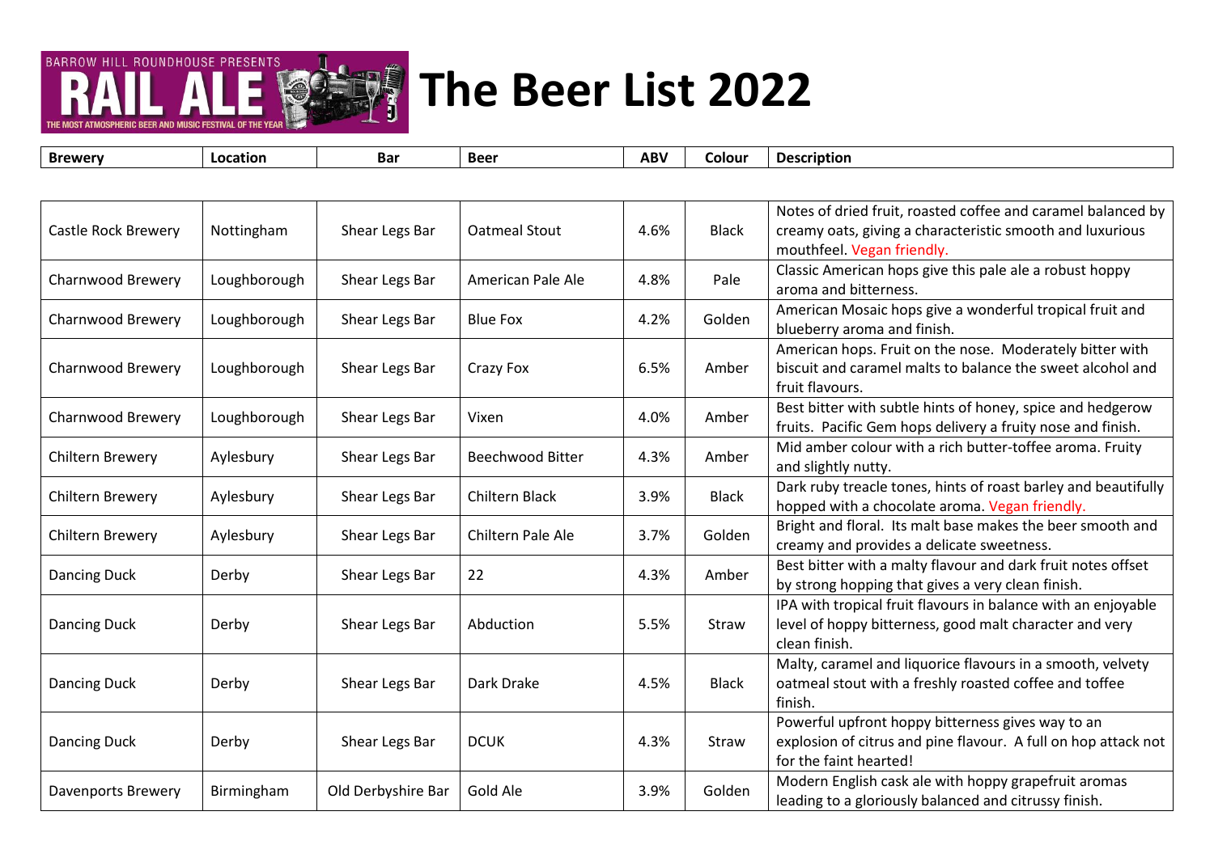# The Beer List 2022

| Brewery | Location | Bar | Beer | ABV | Colour | Description |
|---|---|---|---|---|---|---|
| Castle Rock Brewery | Nottingham | Shear Legs Bar | Oatmeal Stout | 4.6% | Black | Notes of dried fruit, roasted coffee and caramel balanced by creamy oats, giving a characteristic smooth and luxurious mouthfeel. Vegan friendly. |
| Charnwood Brewery | Loughborough | Shear Legs Bar | American Pale Ale | 4.8% | Pale | Classic American hops give this pale ale a robust hoppy aroma and bitterness. |
| Charnwood Brewery | Loughborough | Shear Legs Bar | Blue Fox | 4.2% | Golden | American Mosaic hops give a wonderful tropical fruit and blueberry aroma and finish. |
| Charnwood Brewery | Loughborough | Shear Legs Bar | Crazy Fox | 6.5% | Amber | American hops. Fruit on the nose. Moderately bitter with biscuit and caramel malts to balance the sweet alcohol and fruit flavours. |
| Charnwood Brewery | Loughborough | Shear Legs Bar | Vixen | 4.0% | Amber | Best bitter with subtle hints of honey, spice and hedgerow fruits. Pacific Gem hops delivery a fruity nose and finish. |
| Chiltern Brewery | Aylesbury | Shear Legs Bar | Beechwood Bitter | 4.3% | Amber | Mid amber colour with a rich butter-toffee aroma. Fruity and slightly nutty. |
| Chiltern Brewery | Aylesbury | Shear Legs Bar | Chiltern Black | 3.9% | Black | Dark ruby treacle tones, hints of roast barley and beautifully hopped with a chocolate aroma. Vegan friendly. |
| Chiltern Brewery | Aylesbury | Shear Legs Bar | Chiltern Pale Ale | 3.7% | Golden | Bright and floral. Its malt base makes the beer smooth and creamy and provides a delicate sweetness. |
| Dancing Duck | Derby | Shear Legs Bar | 22 | 4.3% | Amber | Best bitter with a malty flavour and dark fruit notes offset by strong hopping that gives a very clean finish. |
| Dancing Duck | Derby | Shear Legs Bar | Abduction | 5.5% | Straw | IPA with tropical fruit flavours in balance with an enjoyable level of hoppy bitterness, good malt character and very clean finish. |
| Dancing Duck | Derby | Shear Legs Bar | Dark Drake | 4.5% | Black | Malty, caramel and liquorice flavours in a smooth, velvety oatmeal stout with a freshly roasted coffee and toffee finish. |
| Dancing Duck | Derby | Shear Legs Bar | DCUK | 4.3% | Straw | Powerful upfront hoppy bitterness gives way to an explosion of citrus and pine flavour. A full on hop attack not for the faint hearted! |
| Davenports Brewery | Birmingham | Old Derbyshire Bar | Gold Ale | 3.9% | Golden | Modern English cask ale with hoppy grapefruit aromas leading to a gloriously balanced and citrussy finish. |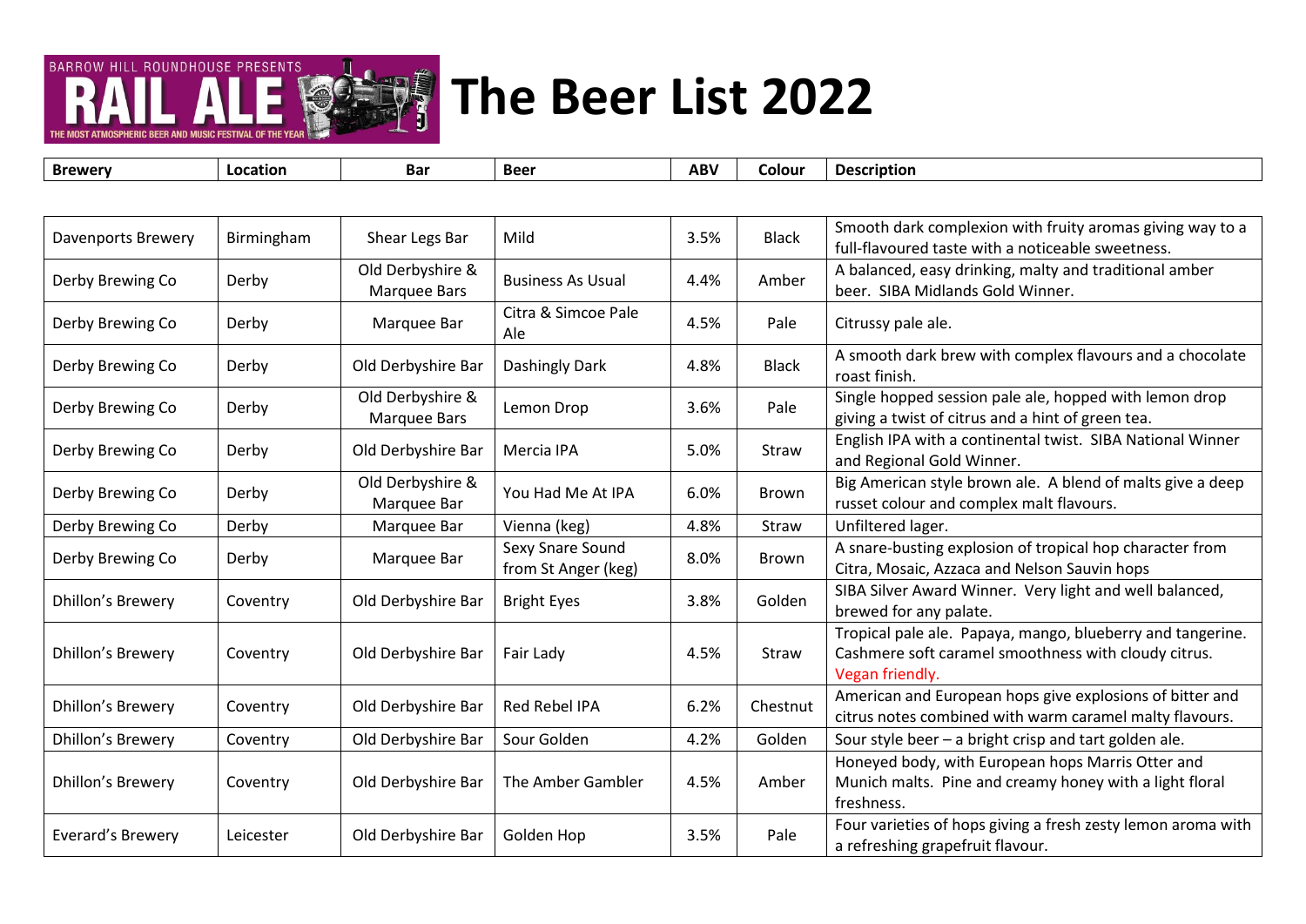# The Beer List 2022

| Brewery | Location | Bar | Beer | ABV | Colour | Description |
|---|---|---|---|---|---|---|
| Davenports Brewery | Birmingham | Shear Legs Bar | Mild | 3.5% | Black | Smooth dark complexion with fruity aromas giving way to a full-flavoured taste with a noticeable sweetness. |
| Derby Brewing Co | Derby | Old Derbyshire & Marquee Bars | Business As Usual | 4.4% | Amber | A balanced, easy drinking, malty and traditional amber beer. SIBA Midlands Gold Winner. |
| Derby Brewing Co | Derby | Marquee Bar | Citra & Simcoe Pale Ale | 4.5% | Pale | Citrussy pale ale. |
| Derby Brewing Co | Derby | Old Derbyshire Bar | Dashingly Dark | 4.8% | Black | A smooth dark brew with complex flavours and a chocolate roast finish. |
| Derby Brewing Co | Derby | Old Derbyshire & Marquee Bars | Lemon Drop | 3.6% | Pale | Single hopped session pale ale, hopped with lemon drop giving a twist of citrus and a hint of green tea. |
| Derby Brewing Co | Derby | Old Derbyshire Bar | Mercia IPA | 5.0% | Straw | English IPA with a continental twist. SIBA National Winner and Regional Gold Winner. |
| Derby Brewing Co | Derby | Old Derbyshire & Marquee Bar | You Had Me At IPA | 6.0% | Brown | Big American style brown ale. A blend of malts give a deep russet colour and complex malt flavours. |
| Derby Brewing Co | Derby | Marquee Bar | Vienna (keg) | 4.8% | Straw | Unfiltered lager. |
| Derby Brewing Co | Derby | Marquee Bar | Sexy Snare Sound from St Anger (keg) | 8.0% | Brown | A snare-busting explosion of tropical hop character from Citra, Mosaic, Azzaca and Nelson Sauvin hops |
| Dhillon's Brewery | Coventry | Old Derbyshire Bar | Bright Eyes | 3.8% | Golden | SIBA Silver Award Winner. Very light and well balanced, brewed for any palate. |
| Dhillon's Brewery | Coventry | Old Derbyshire Bar | Fair Lady | 4.5% | Straw | Tropical pale ale. Papaya, mango, blueberry and tangerine. Cashmere soft caramel smoothness with cloudy citrus. Vegan friendly. |
| Dhillon's Brewery | Coventry | Old Derbyshire Bar | Red Rebel IPA | 6.2% | Chestnut | American and European hops give explosions of bitter and citrus notes combined with warm caramel malty flavours. |
| Dhillon's Brewery | Coventry | Old Derbyshire Bar | Sour Golden | 4.2% | Golden | Sour style beer – a bright crisp and tart golden ale. |
| Dhillon's Brewery | Coventry | Old Derbyshire Bar | The Amber Gambler | 4.5% | Amber | Honeyed body, with European hops Marris Otter and Munich malts. Pine and creamy honey with a light floral freshness. |
| Everard's Brewery | Leicester | Old Derbyshire Bar | Golden Hop | 3.5% | Pale | Four varieties of hops giving a fresh zesty lemon aroma with a refreshing grapefruit flavour. |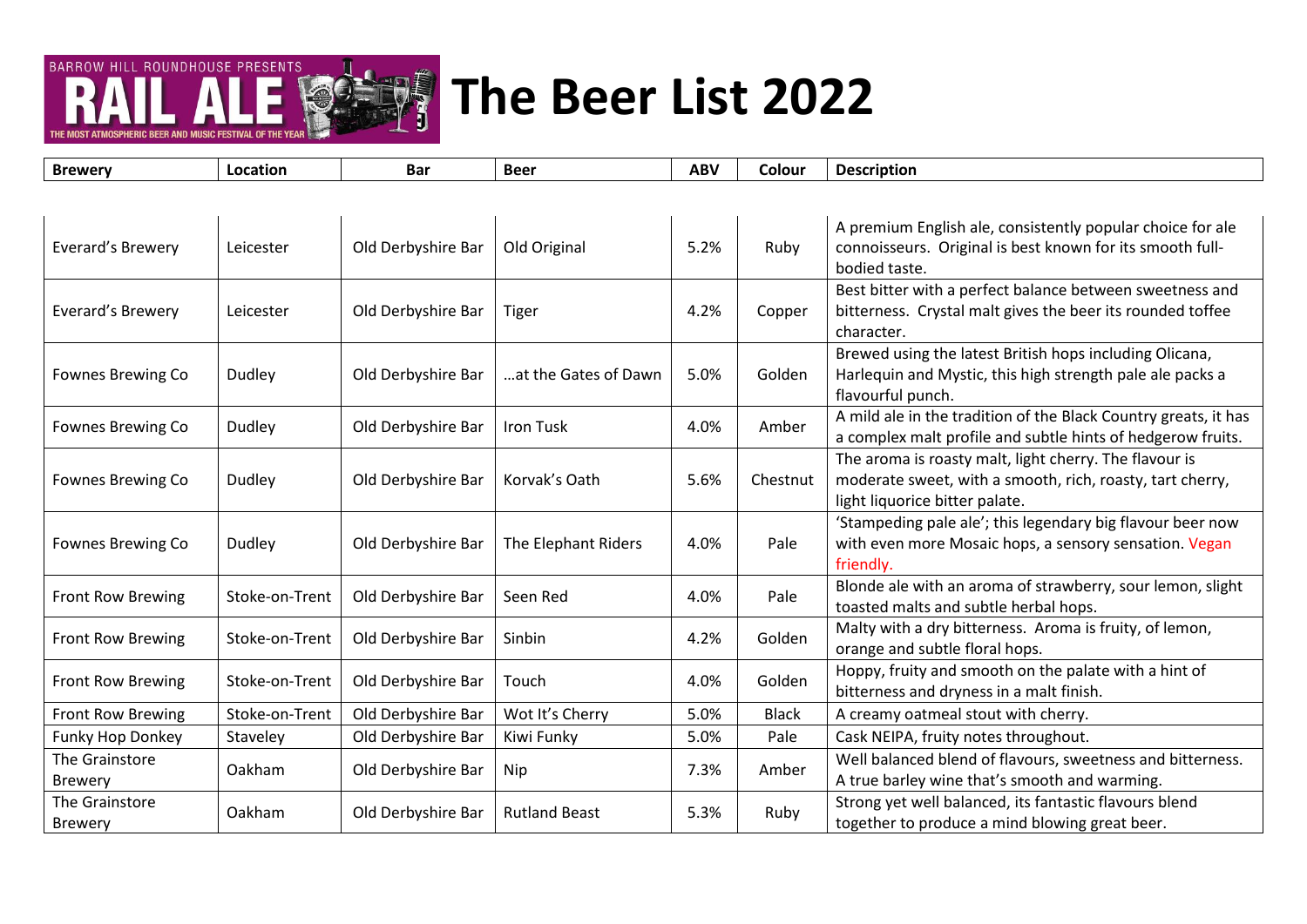# The Beer List 2022

| Brewery | Location | Bar | Beer | ABV | Colour | Description |
|---|---|---|---|---|---|---|
| Everard's Brewery | Leicester | Old Derbyshire Bar | Old Original | 5.2% | Ruby | A premium English ale, consistently popular choice for ale connoisseurs. Original is best known for its smooth full-bodied taste. |
| Everard's Brewery | Leicester | Old Derbyshire Bar | Tiger | 4.2% | Copper | Best bitter with a perfect balance between sweetness and bitterness. Crystal malt gives the beer its rounded toffee character. |
| Fownes Brewing Co | Dudley | Old Derbyshire Bar | …at the Gates of Dawn | 5.0% | Golden | Brewed using the latest British hops including Olicana, Harlequin and Mystic, this high strength pale ale packs a flavourful punch. |
| Fownes Brewing Co | Dudley | Old Derbyshire Bar | Iron Tusk | 4.0% | Amber | A mild ale in the tradition of the Black Country greats, it has a complex malt profile and subtle hints of hedgerow fruits. |
| Fownes Brewing Co | Dudley | Old Derbyshire Bar | Korvak's Oath | 5.6% | Chestnut | The aroma is roasty malt, light cherry. The flavour is moderate sweet, with a smooth, rich, roasty, tart cherry, light liquorice bitter palate. |
| Fownes Brewing Co | Dudley | Old Derbyshire Bar | The Elephant Riders | 4.0% | Pale | 'Stampeding pale ale'; this legendary big flavour beer now with even more Mosaic hops, a sensory sensation. Vegan friendly. |
| Front Row Brewing | Stoke-on-Trent | Old Derbyshire Bar | Seen Red | 4.0% | Pale | Blonde ale with an aroma of strawberry, sour lemon, slight toasted malts and subtle herbal hops. |
| Front Row Brewing | Stoke-on-Trent | Old Derbyshire Bar | Sinbin | 4.2% | Golden | Malty with a dry bitterness. Aroma is fruity, of lemon, orange and subtle floral hops. |
| Front Row Brewing | Stoke-on-Trent | Old Derbyshire Bar | Touch | 4.0% | Golden | Hoppy, fruity and smooth on the palate with a hint of bitterness and dryness in a malt finish. |
| Front Row Brewing | Stoke-on-Trent | Old Derbyshire Bar | Wot It's Cherry | 5.0% | Black | A creamy oatmeal stout with cherry. |
| Funky Hop Donkey | Staveley | Old Derbyshire Bar | Kiwi Funky | 5.0% | Pale | Cask NEIPA, fruity notes throughout. |
| The Grainstore Brewery | Oakham | Old Derbyshire Bar | Nip | 7.3% | Amber | Well balanced blend of flavours, sweetness and bitterness. A true barley wine that's smooth and warming. |
| The Grainstore Brewery | Oakham | Old Derbyshire Bar | Rutland Beast | 5.3% | Ruby | Strong yet well balanced, its fantastic flavours blend together to produce a mind blowing great beer. |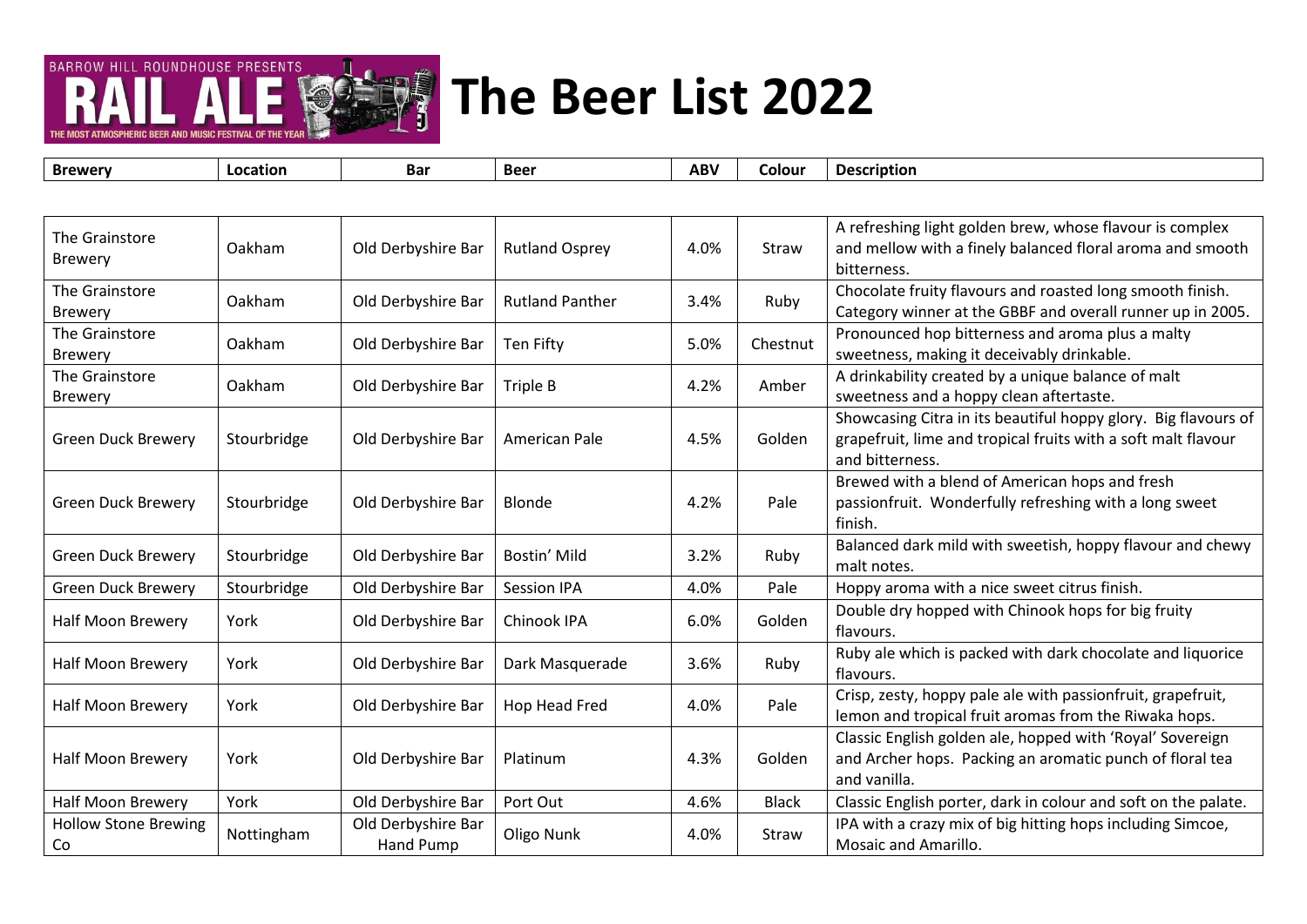# The Beer List 2022

| Brewery | Location | Bar | Beer | ABV | Colour | Description |
|---|---|---|---|---|---|---|
| The Grainstore Brewery | Oakham | Old Derbyshire Bar | Rutland Osprey | 4.0% | Straw | A refreshing light golden brew, whose flavour is complex and mellow with a finely balanced floral aroma and smooth bitterness. |
| The Grainstore Brewery | Oakham | Old Derbyshire Bar | Rutland Panther | 3.4% | Ruby | Chocolate fruity flavours and roasted long smooth finish. Category winner at the GBBF and overall runner up in 2005. |
| The Grainstore Brewery | Oakham | Old Derbyshire Bar | Ten Fifty | 5.0% | Chestnut | Pronounced hop bitterness and aroma plus a malty sweetness, making it deceivably drinkable. |
| The Grainstore Brewery | Oakham | Old Derbyshire Bar | Triple B | 4.2% | Amber | A drinkability created by a unique balance of malt sweetness and a hoppy clean aftertaste. |
| Green Duck Brewery | Stourbridge | Old Derbyshire Bar | American Pale | 4.5% | Golden | Showcasing Citra in its beautiful hoppy glory. Big flavours of grapefruit, lime and tropical fruits with a soft malt flavour and bitterness. |
| Green Duck Brewery | Stourbridge | Old Derbyshire Bar | Blonde | 4.2% | Pale | Brewed with a blend of American hops and fresh passionfruit. Wonderfully refreshing with a long sweet finish. |
| Green Duck Brewery | Stourbridge | Old Derbyshire Bar | Bostin' Mild | 3.2% | Ruby | Balanced dark mild with sweetish, hoppy flavour and chewy malt notes. |
| Green Duck Brewery | Stourbridge | Old Derbyshire Bar | Session IPA | 4.0% | Pale | Hoppy aroma with a nice sweet citrus finish. |
| Half Moon Brewery | York | Old Derbyshire Bar | Chinook IPA | 6.0% | Golden | Double dry hopped with Chinook hops for big fruity flavours. |
| Half Moon Brewery | York | Old Derbyshire Bar | Dark Masquerade | 3.6% | Ruby | Ruby ale which is packed with dark chocolate and liquorice flavours. |
| Half Moon Brewery | York | Old Derbyshire Bar | Hop Head Fred | 4.0% | Pale | Crisp, zesty, hoppy pale ale with passionfruit, grapefruit, lemon and tropical fruit aromas from the Riwaka hops. |
| Half Moon Brewery | York | Old Derbyshire Bar | Platinum | 4.3% | Golden | Classic English golden ale, hopped with 'Royal' Sovereign and Archer hops. Packing an aromatic punch of floral tea and vanilla. |
| Half Moon Brewery | York | Old Derbyshire Bar | Port Out | 4.6% | Black | Classic English porter, dark in colour and soft on the palate. |
| Hollow Stone Brewing Co | Nottingham | Old Derbyshire Bar Hand Pump | Oligo Nunk | 4.0% | Straw | IPA with a crazy mix of big hitting hops including Simcoe, Mosaic and Amarillo. |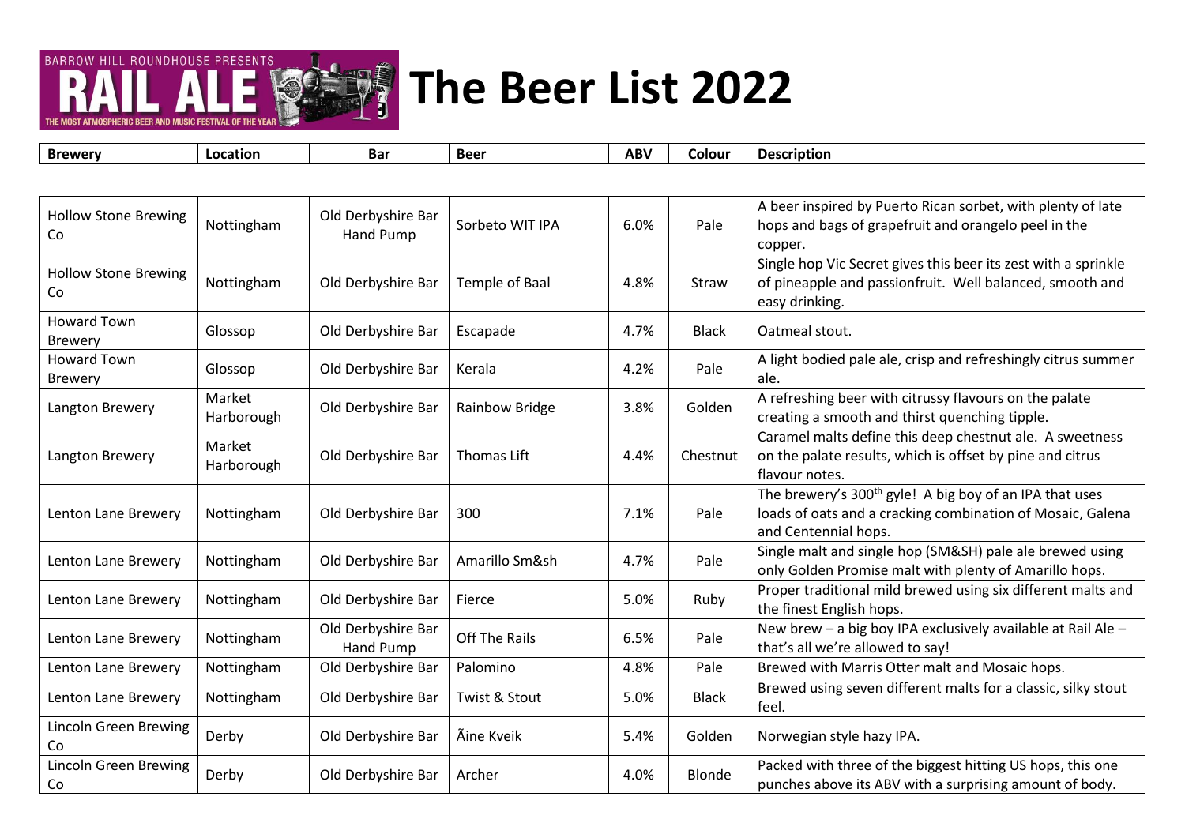# The Beer List 2022

| Brewery | Location | Bar | Beer | ABV | Colour | Description |
|---|---|---|---|---|---|---|
| Hollow Stone Brewing Co | Nottingham | Old Derbyshire Bar Hand Pump | Sorbeto WIT IPA | 6.0% | Pale | A beer inspired by Puerto Rican sorbet, with plenty of late hops and bags of grapefruit and orangelo peel in the copper. |
| Hollow Stone Brewing Co | Nottingham | Old Derbyshire Bar | Temple of Baal | 4.8% | Straw | Single hop Vic Secret gives this beer its zest with a sprinkle of pineapple and passionfruit. Well balanced, smooth and easy drinking. |
| Howard Town Brewery | Glossop | Old Derbyshire Bar | Escapade | 4.7% | Black | Oatmeal stout. |
| Howard Town Brewery | Glossop | Old Derbyshire Bar | Kerala | 4.2% | Pale | A light bodied pale ale, crisp and refreshingly citrus summer ale. |
| Langton Brewery | Market Harborough | Old Derbyshire Bar | Rainbow Bridge | 3.8% | Golden | A refreshing beer with citrussy flavours on the palate creating a smooth and thirst quenching tipple. |
| Langton Brewery | Market Harborough | Old Derbyshire Bar | Thomas Lift | 4.4% | Chestnut | Caramel malts define this deep chestnut ale. A sweetness on the palate results, which is offset by pine and citrus flavour notes. |
| Lenton Lane Brewery | Nottingham | Old Derbyshire Bar | 300 | 7.1% | Pale | The brewery's 300th gyle! A big boy of an IPA that uses loads of oats and a cracking combination of Mosaic, Galena and Centennial hops. |
| Lenton Lane Brewery | Nottingham | Old Derbyshire Bar | Amarillo Sm&sh | 4.7% | Pale | Single malt and single hop (SM&SH) pale ale brewed using only Golden Promise malt with plenty of Amarillo hops. |
| Lenton Lane Brewery | Nottingham | Old Derbyshire Bar | Fierce | 5.0% | Ruby | Proper traditional mild brewed using six different malts and the finest English hops. |
| Lenton Lane Brewery | Nottingham | Old Derbyshire Bar Hand Pump | Off The Rails | 6.5% | Pale | New brew – a big boy IPA exclusively available at Rail Ale – that's all we're allowed to say! |
| Lenton Lane Brewery | Nottingham | Old Derbyshire Bar | Palomino | 4.8% | Pale | Brewed with Marris Otter malt and Mosaic hops. |
| Lenton Lane Brewery | Nottingham | Old Derbyshire Bar | Twist & Stout | 5.0% | Black | Brewed using seven different malts for a classic, silky stout feel. |
| Lincoln Green Brewing Co | Derby | Old Derbyshire Bar | Ãine Kveik | 5.4% | Golden | Norwegian style hazy IPA. |
| Lincoln Green Brewing Co | Derby | Old Derbyshire Bar | Archer | 4.0% | Blonde | Packed with three of the biggest hitting US hops, this one punches above its ABV with a surprising amount of body. |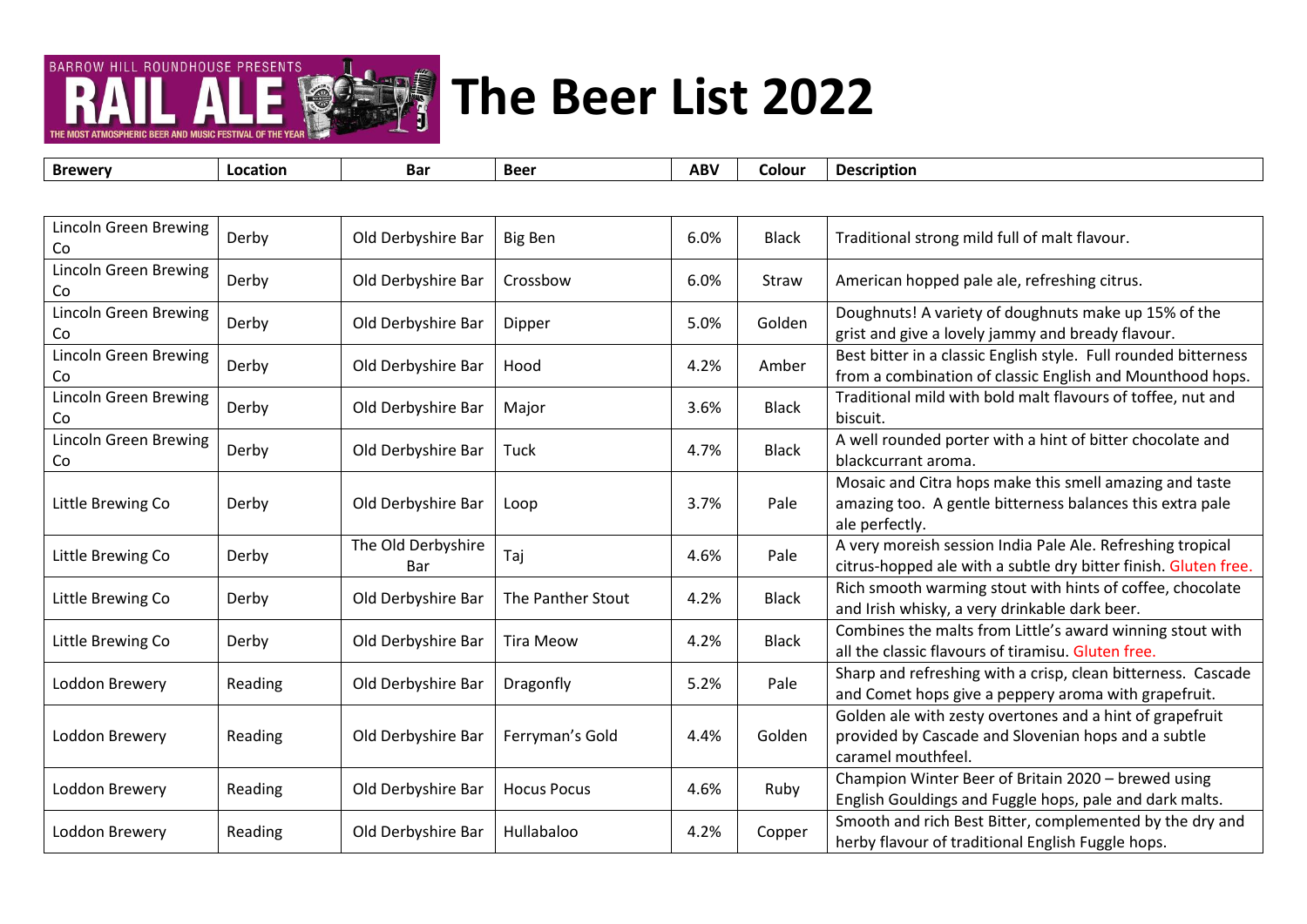# The Beer List 2022

| Brewery | Location | Bar | Beer | ABV | Colour | Description |
|---|---|---|---|---|---|---|
| Lincoln Green Brewing Co | Derby | Old Derbyshire Bar | Big Ben | 6.0% | Black | Traditional strong mild full of malt flavour. |
| Lincoln Green Brewing Co | Derby | Old Derbyshire Bar | Crossbow | 6.0% | Straw | American hopped pale ale, refreshing citrus. |
| Lincoln Green Brewing Co | Derby | Old Derbyshire Bar | Dipper | 5.0% | Golden | Doughnuts! A variety of doughnuts make up 15% of the grist and give a lovely jammy and bready flavour. |
| Lincoln Green Brewing Co | Derby | Old Derbyshire Bar | Hood | 4.2% | Amber | Best bitter in a classic English style. Full rounded bitterness from a combination of classic English and Mounthood hops. |
| Lincoln Green Brewing Co | Derby | Old Derbyshire Bar | Major | 3.6% | Black | Traditional mild with bold malt flavours of toffee, nut and biscuit. |
| Lincoln Green Brewing Co | Derby | Old Derbyshire Bar | Tuck | 4.7% | Black | A well rounded porter with a hint of bitter chocolate and blackcurrant aroma. |
| Little Brewing Co | Derby | Old Derbyshire Bar | Loop | 3.7% | Pale | Mosaic and Citra hops make this smell amazing and taste amazing too. A gentle bitterness balances this extra pale ale perfectly. |
| Little Brewing Co | Derby | The Old Derbyshire Bar | Taj | 4.6% | Pale | A very moreish session India Pale Ale. Refreshing tropical citrus-hopped ale with a subtle dry bitter finish. Gluten free. |
| Little Brewing Co | Derby | Old Derbyshire Bar | The Panther Stout | 4.2% | Black | Rich smooth warming stout with hints of coffee, chocolate and Irish whisky, a very drinkable dark beer. |
| Little Brewing Co | Derby | Old Derbyshire Bar | Tira Meow | 4.2% | Black | Combines the malts from Little's award winning stout with all the classic flavours of tiramisu. Gluten free. |
| Loddon Brewery | Reading | Old Derbyshire Bar | Dragonfly | 5.2% | Pale | Sharp and refreshing with a crisp, clean bitterness. Cascade and Comet hops give a peppery aroma with grapefruit. |
| Loddon Brewery | Reading | Old Derbyshire Bar | Ferryman's Gold | 4.4% | Golden | Golden ale with zesty overtones and a hint of grapefruit provided by Cascade and Slovenian hops and a subtle caramel mouthfeel. |
| Loddon Brewery | Reading | Old Derbyshire Bar | Hocus Pocus | 4.6% | Ruby | Champion Winter Beer of Britain 2020 – brewed using English Gouldings and Fuggle hops, pale and dark malts. |
| Loddon Brewery | Reading | Old Derbyshire Bar | Hullabaloo | 4.2% | Copper | Smooth and rich Best Bitter, complemented by the dry and herby flavour of traditional English Fuggle hops. |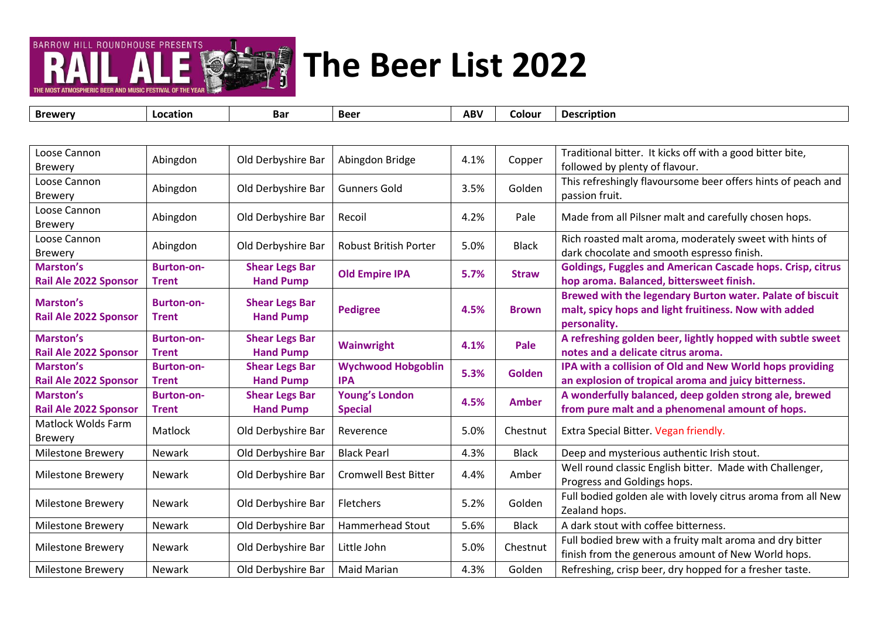# The Beer List 2022

| Brewery | Location | Bar | Beer | ABV | Colour | Description |
|---|---|---|---|---|---|---|
| Loose Cannon Brewery | Abingdon | Old Derbyshire Bar | Abingdon Bridge | 4.1% | Copper | Traditional bitter. It kicks off with a good bitter bite, followed by plenty of flavour. |
| Loose Cannon Brewery | Abingdon | Old Derbyshire Bar | Gunners Gold | 3.5% | Golden | This refreshingly flavoursome beer offers hints of peach and passion fruit. |
| Loose Cannon Brewery | Abingdon | Old Derbyshire Bar | Recoil | 4.2% | Pale | Made from all Pilsner malt and carefully chosen hops. |
| Loose Cannon Brewery | Abingdon | Old Derbyshire Bar | Robust British Porter | 5.0% | Black | Rich roasted malt aroma, moderately sweet with hints of dark chocolate and smooth espresso finish. |
| **Marston's Rail Ale 2022 Sponsor** | **Burton-on-Trent** | **Shear Legs Bar Hand Pump** | **Old Empire IPA** | **5.7%** | **Straw** | **Goldings, Fuggles and American Cascade hops. Crisp, citrus hop aroma. Balanced, bittersweet finish.** |
| **Marston's Rail Ale 2022 Sponsor** | **Burton-on-Trent** | **Shear Legs Bar Hand Pump** | **Pedigree** | **4.5%** | **Brown** | **Brewed with the legendary Burton water. Palate of biscuit malt, spicy hops and light fruitiness. Now with added personality.** |
| **Marston's Rail Ale 2022 Sponsor** | **Burton-on-Trent** | **Shear Legs Bar Hand Pump** | **Wainwright** | **4.1%** | **Pale** | **A refreshing golden beer, lightly hopped with subtle sweet notes and a delicate citrus aroma.** |
| **Marston's Rail Ale 2022 Sponsor** | **Burton-on-Trent** | **Shear Legs Bar Hand Pump** | **Wychwood Hobgoblin IPA** | **5.3%** | **Golden** | **IPA with a collision of Old and New World hops providing an explosion of tropical aroma and juicy bitterness.** |
| **Marston's Rail Ale 2022 Sponsor** | **Burton-on-Trent** | **Shear Legs Bar Hand Pump** | **Young's London Special** | **4.5%** | **Amber** | **A wonderfully balanced, deep golden strong ale, brewed from pure malt and a phenomenal amount of hops.** |
| Matlock Wolds Farm Brewery | Matlock | Old Derbyshire Bar | Reverence | 5.0% | Chestnut | Extra Special Bitter. Vegan friendly. |
| Milestone Brewery | Newark | Old Derbyshire Bar | Black Pearl | 4.3% | Black | Deep and mysterious authentic Irish stout. |
| Milestone Brewery | Newark | Old Derbyshire Bar | Cromwell Best Bitter | 4.4% | Amber | Well round classic English bitter. Made with Challenger, Progress and Goldings hops. |
| Milestone Brewery | Newark | Old Derbyshire Bar | Fletchers | 5.2% | Golden | Full bodied golden ale with lovely citrus aroma from all New Zealand hops. |
| Milestone Brewery | Newark | Old Derbyshire Bar | Hammerhead Stout | 5.6% | Black | A dark stout with coffee bitterness. |
| Milestone Brewery | Newark | Old Derbyshire Bar | Little John | 5.0% | Chestnut | Full bodied brew with a fruity malt aroma and dry bitter finish from the generous amount of New World hops. |
| Milestone Brewery | Newark | Old Derbyshire Bar | Maid Marian | 4.3% | Golden | Refreshing, crisp beer, dry hopped for a fresher taste. |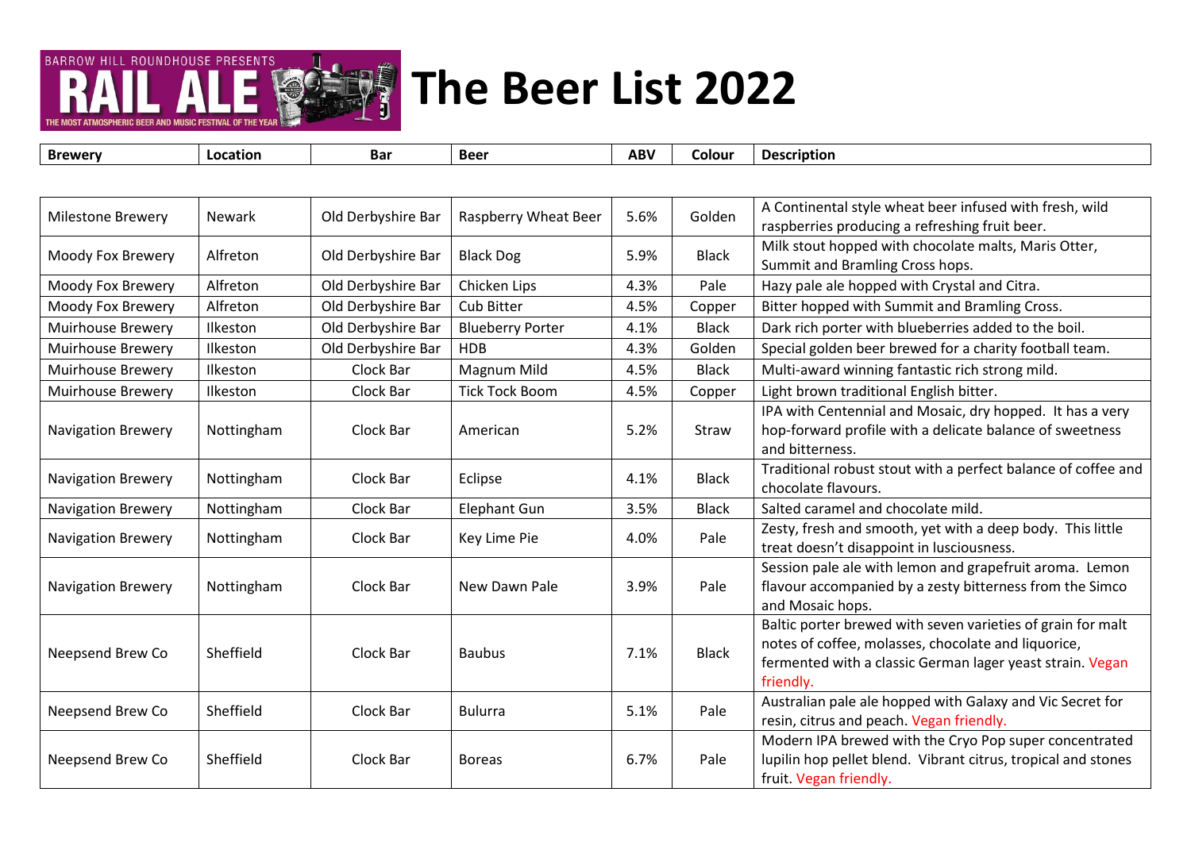# The Beer List 2022

| Brewery | Location | Bar | Beer | ABV | Colour | Description |
|---|---|---|---|---|---|---|
| Milestone Brewery | Newark | Old Derbyshire Bar | Raspberry Wheat Beer | 5.6% | Golden | A Continental style wheat beer infused with fresh, wild raspberries producing a refreshing fruit beer. |
| Moody Fox Brewery | Alfreton | Old Derbyshire Bar | Black Dog | 5.9% | Black | Milk stout hopped with chocolate malts, Maris Otter, Summit and Bramling Cross hops. |
| Moody Fox Brewery | Alfreton | Old Derbyshire Bar | Chicken Lips | 4.3% | Pale | Hazy pale ale hopped with Crystal and Citra. |
| Moody Fox Brewery | Alfreton | Old Derbyshire Bar | Cub Bitter | 4.5% | Copper | Bitter hopped with Summit and Bramling Cross. |
| Muirhouse Brewery | Ilkeston | Old Derbyshire Bar | Blueberry Porter | 4.1% | Black | Dark rich porter with blueberries added to the boil. |
| Muirhouse Brewery | Ilkeston | Old Derbyshire Bar | HDB | 4.3% | Golden | Special golden beer brewed for a charity football team. |
| Muirhouse Brewery | Ilkeston | Clock Bar | Magnum Mild | 4.5% | Black | Multi-award winning fantastic rich strong mild. |
| Muirhouse Brewery | Ilkeston | Clock Bar | Tick Tock Boom | 4.5% | Copper | Light brown traditional English bitter. |
| Navigation Brewery | Nottingham | Clock Bar | American | 5.2% | Straw | IPA with Centennial and Mosaic, dry hopped. It has a very hop-forward profile with a delicate balance of sweetness and bitterness. |
| Navigation Brewery | Nottingham | Clock Bar | Eclipse | 4.1% | Black | Traditional robust stout with a perfect balance of coffee and chocolate flavours. |
| Navigation Brewery | Nottingham | Clock Bar | Elephant Gun | 3.5% | Black | Salted caramel and chocolate mild. |
| Navigation Brewery | Nottingham | Clock Bar | Key Lime Pie | 4.0% | Pale | Zesty, fresh and smooth, yet with a deep body. This little treat doesn't disappoint in lusciousness. |
| Navigation Brewery | Nottingham | Clock Bar | New Dawn Pale | 3.9% | Pale | Session pale ale with lemon and grapefruit aroma. Lemon flavour accompanied by a zesty bitterness from the Simco and Mosaic hops. |
| Neepsend Brew Co | Sheffield | Clock Bar | Baubus | 7.1% | Black | Baltic porter brewed with seven varieties of grain for malt notes of coffee, molasses, chocolate and liquorice, fermented with a classic German lager yeast strain. Vegan friendly. |
| Neepsend Brew Co | Sheffield | Clock Bar | Bulurra | 5.1% | Pale | Australian pale ale hopped with Galaxy and Vic Secret for resin, citrus and peach. Vegan friendly. |
| Neepsend Brew Co | Sheffield | Clock Bar | Boreas | 6.7% | Pale | Modern IPA brewed with the Cryo Pop super concentrated lupilin hop pellet blend. Vibrant citrus, tropical and stones fruit. Vegan friendly. |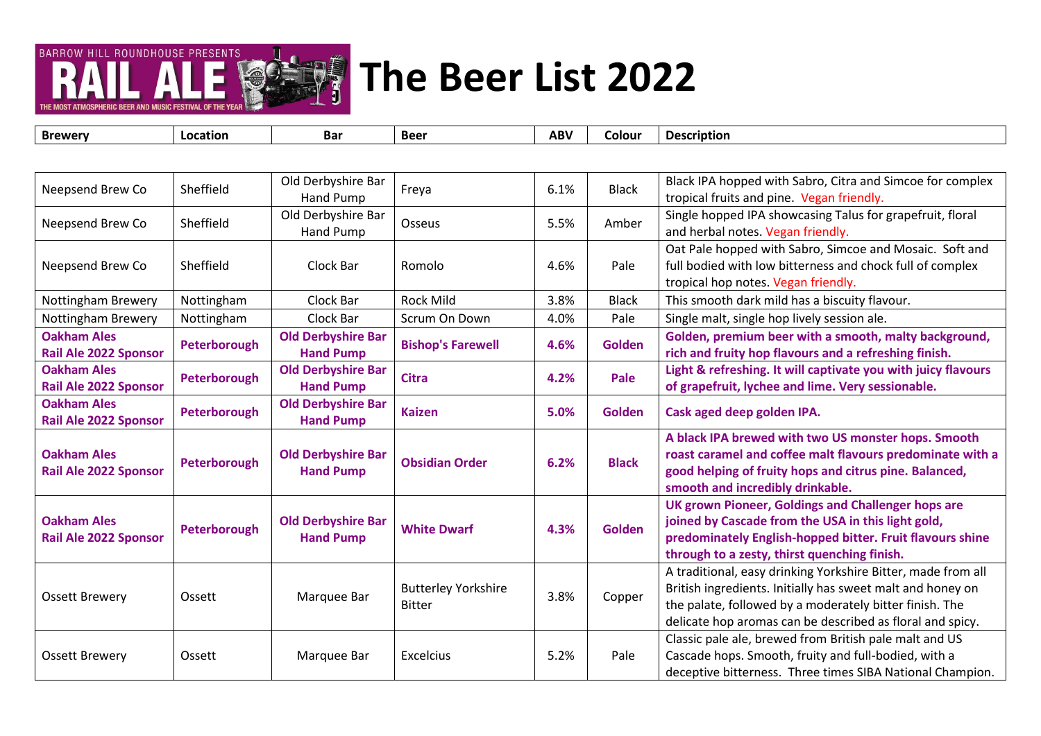# The Beer List 2022

| Brewery | Location | Bar | Beer | ABV | Colour | Description |
|---|---|---|---|---|---|---|
| Neepsend Brew Co | Sheffield | Old Derbyshire Bar Hand Pump | Freya | 6.1% | Black | Black IPA hopped with Sabro, Citra and Simcoe for complex tropical fruits and pine. Vegan friendly. |
| Neepsend Brew Co | Sheffield | Old Derbyshire Bar Hand Pump | Osseus | 5.5% | Amber | Single hopped IPA showcasing Talus for grapefruit, floral and herbal notes. Vegan friendly. |
| Neepsend Brew Co | Sheffield | Clock Bar | Romolo | 4.6% | Pale | Oat Pale hopped with Sabro, Simcoe and Mosaic. Soft and full bodied with low bitterness and chock full of complex tropical hop notes. Vegan friendly. |
| Nottingham Brewery | Nottingham | Clock Bar | Rock Mild | 3.8% | Black | This smooth dark mild has a biscuity flavour. |
| Nottingham Brewery | Nottingham | Clock Bar | Scrum On Down | 4.0% | Pale | Single malt, single hop lively session ale. |
| **Oakham Ales Rail Ale 2022 Sponsor** | **Peterborough** | **Old Derbyshire Bar Hand Pump** | **Bishop's Farewell** | **4.6%** | **Golden** | **Golden, premium beer with a smooth, malty background, rich and fruity hop flavours and a refreshing finish.** |
| **Oakham Ales Rail Ale 2022 Sponsor** | **Peterborough** | **Old Derbyshire Bar Hand Pump** | **Citra** | **4.2%** | **Pale** | **Light & refreshing. It will captivate you with juicy flavours of grapefruit, lychee and lime. Very sessionable.** |
| **Oakham Ales Rail Ale 2022 Sponsor** | **Peterborough** | **Old Derbyshire Bar Hand Pump** | **Kaizen** | **5.0%** | **Golden** | **Cask aged deep golden IPA.** |
| **Oakham Ales Rail Ale 2022 Sponsor** | **Peterborough** | **Old Derbyshire Bar Hand Pump** | **Obsidian Order** | **6.2%** | **Black** | **A black IPA brewed with two US monster hops. Smooth roast caramel and coffee malt flavours predominate with a good helping of fruity hops and citrus pine. Balanced, smooth and incredibly drinkable.** |
| **Oakham Ales Rail Ale 2022 Sponsor** | **Peterborough** | **Old Derbyshire Bar Hand Pump** | **White Dwarf** | **4.3%** | **Golden** | **UK grown Pioneer, Goldings and Challenger hops are joined by Cascade from the USA in this light gold, predominately English-hopped bitter. Fruit flavours shine through to a zesty, thirst quenching finish.** |
| Ossett Brewery | Ossett | Marquee Bar | Butterley Yorkshire Bitter | 3.8% | Copper | A traditional, easy drinking Yorkshire Bitter, made from all British ingredients. Initially has sweet malt and honey on the palate, followed by a moderately bitter finish. The delicate hop aromas can be described as floral and spicy. |
| Ossett Brewery | Ossett | Marquee Bar | Excelcius | 5.2% | Pale | Classic pale ale, brewed from British pale malt and US Cascade hops. Smooth, fruity and full-bodied, with a deceptive bitterness. Three times SIBA National Champion. |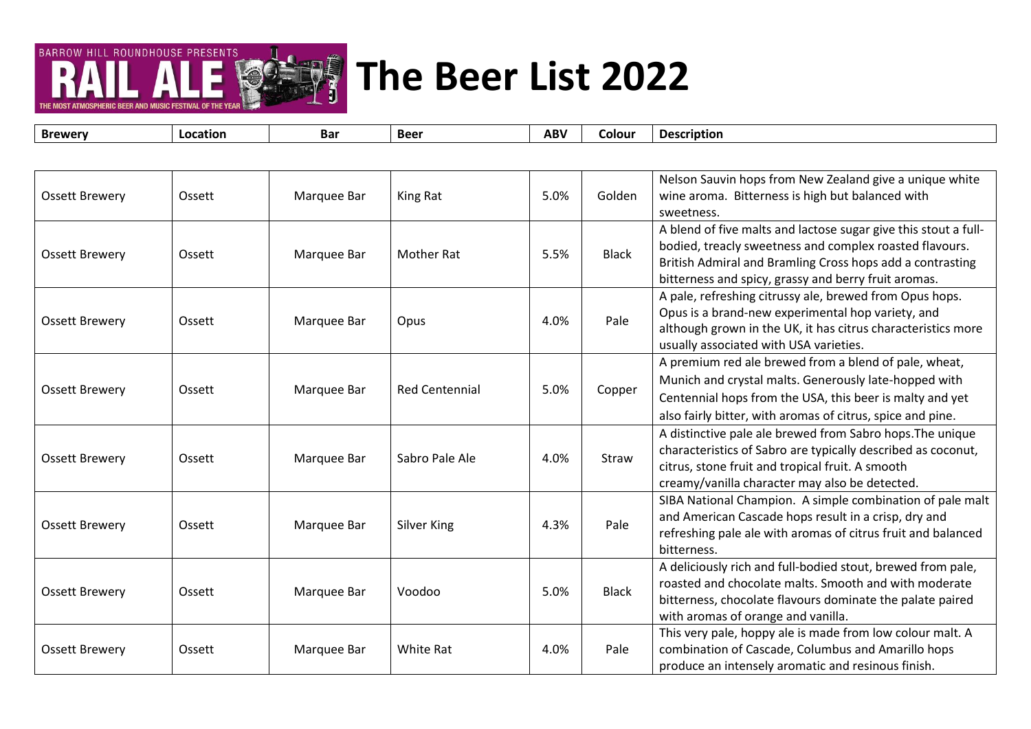# The Beer List 2022

| Brewery | Location | Bar | Beer | ABV | Colour | Description |
|---|---|---|---|---|---|---|
| Ossett Brewery | Ossett | Marquee Bar | King Rat | 5.0% | Golden | Nelson Sauvin hops from New Zealand give a unique white wine aroma.  Bitterness is high but balanced with sweetness. |
| Ossett Brewery | Ossett | Marquee Bar | Mother Rat | 5.5% | Black | A blend of five malts and lactose sugar give this stout a full-bodied, treacly sweetness and complex roasted flavours. British Admiral and Bramling Cross hops add a contrasting bitterness and spicy, grassy and berry fruit aromas. |
| Ossett Brewery | Ossett | Marquee Bar | Opus | 4.0% | Pale | A pale, refreshing citrussy ale, brewed from Opus hops. Opus is a brand-new experimental hop variety, and although grown in the UK, it has citrus characteristics more usually associated with USA varieties. |
| Ossett Brewery | Ossett | Marquee Bar | Red Centennial | 5.0% | Copper | A premium red ale brewed from a blend of pale, wheat, Munich and crystal malts. Generously late-hopped with Centennial hops from the USA, this beer is malty and yet also fairly bitter, with aromas of citrus, spice and pine. |
| Ossett Brewery | Ossett | Marquee Bar | Sabro Pale Ale | 4.0% | Straw | A distinctive pale ale brewed from Sabro hops.The unique characteristics of Sabro are typically described as coconut, citrus, stone fruit and tropical fruit. A smooth creamy/vanilla character may also be detected. |
| Ossett Brewery | Ossett | Marquee Bar | Silver King | 4.3% | Pale | SIBA National Champion.  A simple combination of pale malt and American Cascade hops result in a crisp, dry and refreshing pale ale with aromas of citrus fruit and balanced bitterness. |
| Ossett Brewery | Ossett | Marquee Bar | Voodoo | 5.0% | Black | A deliciously rich and full-bodied stout, brewed from pale, roasted and chocolate malts. Smooth and with moderate bitterness, chocolate flavours dominate the palate paired with aromas of orange and vanilla. |
| Ossett Brewery | Ossett | Marquee Bar | White Rat | 4.0% | Pale | This very pale, hoppy ale is made from low colour malt. A combination of Cascade, Columbus and Amarillo hops produce an intensely aromatic and resinous finish. |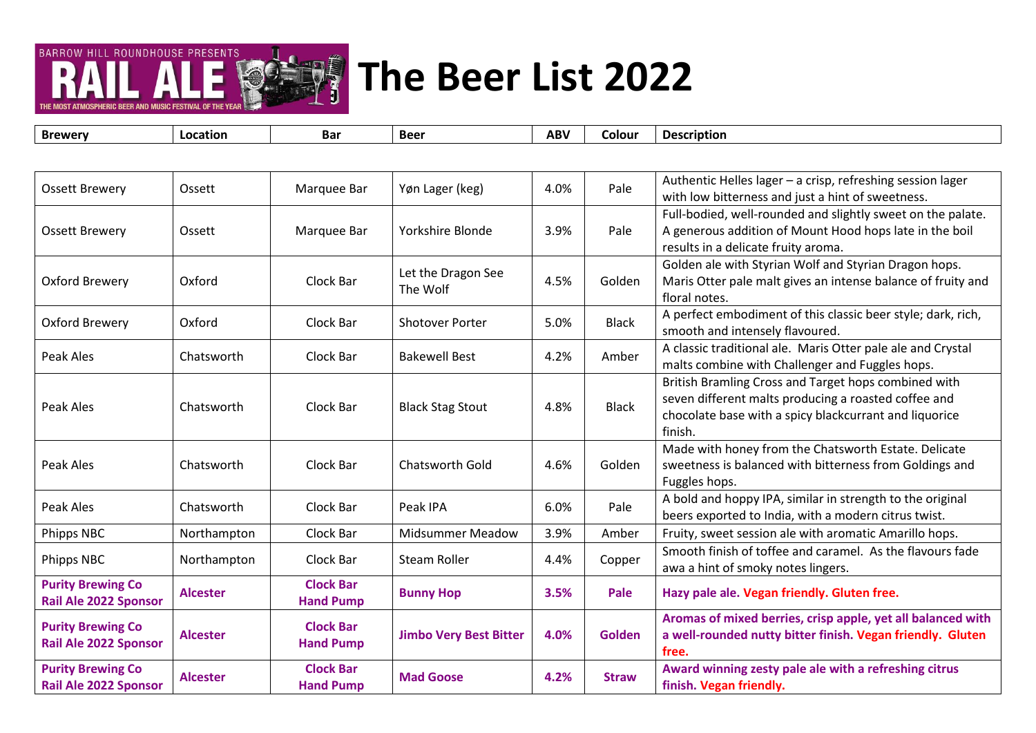# The Beer List 2022

| Brewery | Location | Bar | Beer | ABV | Colour | Description |
|---|---|---|---|---|---|---|
| Ossett Brewery | Ossett | Marquee Bar | Yøn Lager (keg) | 4.0% | Pale | Authentic Helles lager – a crisp, refreshing session lager with low bitterness and just a hint of sweetness. |
| Ossett Brewery | Ossett | Marquee Bar | Yorkshire Blonde | 3.9% | Pale | Full-bodied, well-rounded and slightly sweet on the palate. A generous addition of Mount Hood hops late in the boil results in a delicate fruity aroma. |
| Oxford Brewery | Oxford | Clock Bar | Let the Dragon See The Wolf | 4.5% | Golden | Golden ale with Styrian Wolf and Styrian Dragon hops. Maris Otter pale malt gives an intense balance of fruity and floral notes. |
| Oxford Brewery | Oxford | Clock Bar | Shotover Porter | 5.0% | Black | A perfect embodiment of this classic beer style; dark, rich, smooth and intensely flavoured. |
| Peak Ales | Chatsworth | Clock Bar | Bakewell Best | 4.2% | Amber | A classic traditional ale. Maris Otter pale ale and Crystal malts combine with Challenger and Fuggles hops. |
| Peak Ales | Chatsworth | Clock Bar | Black Stag Stout | 4.8% | Black | British Bramling Cross and Target hops combined with seven different malts producing a roasted coffee and chocolate base with a spicy blackcurrant and liquorice finish. |
| Peak Ales | Chatsworth | Clock Bar | Chatsworth Gold | 4.6% | Golden | Made with honey from the Chatsworth Estate. Delicate sweetness is balanced with bitterness from Goldings and Fuggles hops. |
| Peak Ales | Chatsworth | Clock Bar | Peak IPA | 6.0% | Pale | A bold and hoppy IPA, similar in strength to the original beers exported to India, with a modern citrus twist. |
| Phipps NBC | Northampton | Clock Bar | Midsummer Meadow | 3.9% | Amber | Fruity, sweet session ale with aromatic Amarillo hops. |
| Phipps NBC | Northampton | Clock Bar | Steam Roller | 4.4% | Copper | Smooth finish of toffee and caramel. As the flavours fade awa a hint of smoky notes lingers. |
| **Purity Brewing Co Rail Ale 2022 Sponsor** | **Alcester** | **Clock Bar Hand Pump** | **Bunny Hop** | **3.5%** | **Pale** | **Hazy pale ale. Vegan friendly. Gluten free.** |
| **Purity Brewing Co Rail Ale 2022 Sponsor** | **Alcester** | **Clock Bar Hand Pump** | **Jimbo Very Best Bitter** | **4.0%** | **Golden** | **Aromas of mixed berries, crisp apple, yet all balanced with a well-rounded nutty bitter finish. Vegan friendly. Gluten free.** |
| **Purity Brewing Co Rail Ale 2022 Sponsor** | **Alcester** | **Clock Bar Hand Pump** | **Mad Goose** | **4.2%** | **Straw** | **Award winning zesty pale ale with a refreshing citrus finish. Vegan friendly.** |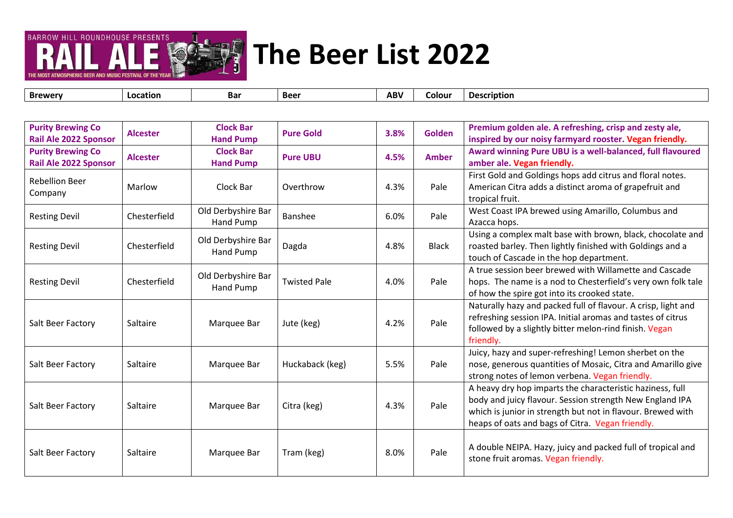# The Beer List 2022

| Brewery | Location | Bar | Beer | ABV | Colour | Description |
|---|---|---|---|---|---|---|
| **Purity Brewing Co Rail Ale 2022 Sponsor** | **Alcester** | **Clock Bar Hand Pump** | **Pure Gold** | **3.8%** | **Golden** | **Premium golden ale. A refreshing, crisp and zesty ale, inspired by our noisy farmyard rooster. Vegan friendly.** |
| **Purity Brewing Co Rail Ale 2022 Sponsor** | **Alcester** | **Clock Bar Hand Pump** | **Pure UBU** | **4.5%** | **Amber** | **Award winning Pure UBU is a well-balanced, full flavoured amber ale. Vegan friendly.** |
| Rebellion Beer Company | Marlow | Clock Bar | Overthrow | 4.3% | Pale | First Gold and Goldings hops add citrus and floral notes. American Citra adds a distinct aroma of grapefruit and tropical fruit. |
| Resting Devil | Chesterfield | Old Derbyshire Bar Hand Pump | Banshee | 6.0% | Pale | West Coast IPA brewed using Amarillo, Columbus and Azacca hops. |
| Resting Devil | Chesterfield | Old Derbyshire Bar Hand Pump | Dagda | 4.8% | Black | Using a complex malt base with brown, black, chocolate and roasted barley. Then lightly finished with Goldings and a touch of Cascade in the hop department. |
| Resting Devil | Chesterfield | Old Derbyshire Bar Hand Pump | Twisted Pale | 4.0% | Pale | A true session beer brewed with Willamette and Cascade hops. The name is a nod to Chesterfield's very own folk tale of how the spire got into its crooked state. |
| Salt Beer Factory | Saltaire | Marquee Bar | Jute (keg) | 4.2% | Pale | Naturally hazy and packed full of flavour. A crisp, light and refreshing session IPA. Initial aromas and tastes of citrus followed by a slightly bitter melon-rind finish. Vegan friendly. |
| Salt Beer Factory | Saltaire | Marquee Bar | Huckaback (keg) | 5.5% | Pale | Juicy, hazy and super-refreshing! Lemon sherbet on the nose, generous quantities of Mosaic, Citra and Amarillo give strong notes of lemon verbena. Vegan friendly. |
| Salt Beer Factory | Saltaire | Marquee Bar | Citra (keg) | 4.3% | Pale | A heavy dry hop imparts the characteristic haziness, full body and juicy flavour. Session strength New England IPA which is junior in strength but not in flavour. Brewed with heaps of oats and bags of Citra. Vegan friendly. |
| Salt Beer Factory | Saltaire | Marquee Bar | Tram (keg) | 8.0% | Pale | A double NEIPA. Hazy, juicy and packed full of tropical and stone fruit aromas. Vegan friendly. |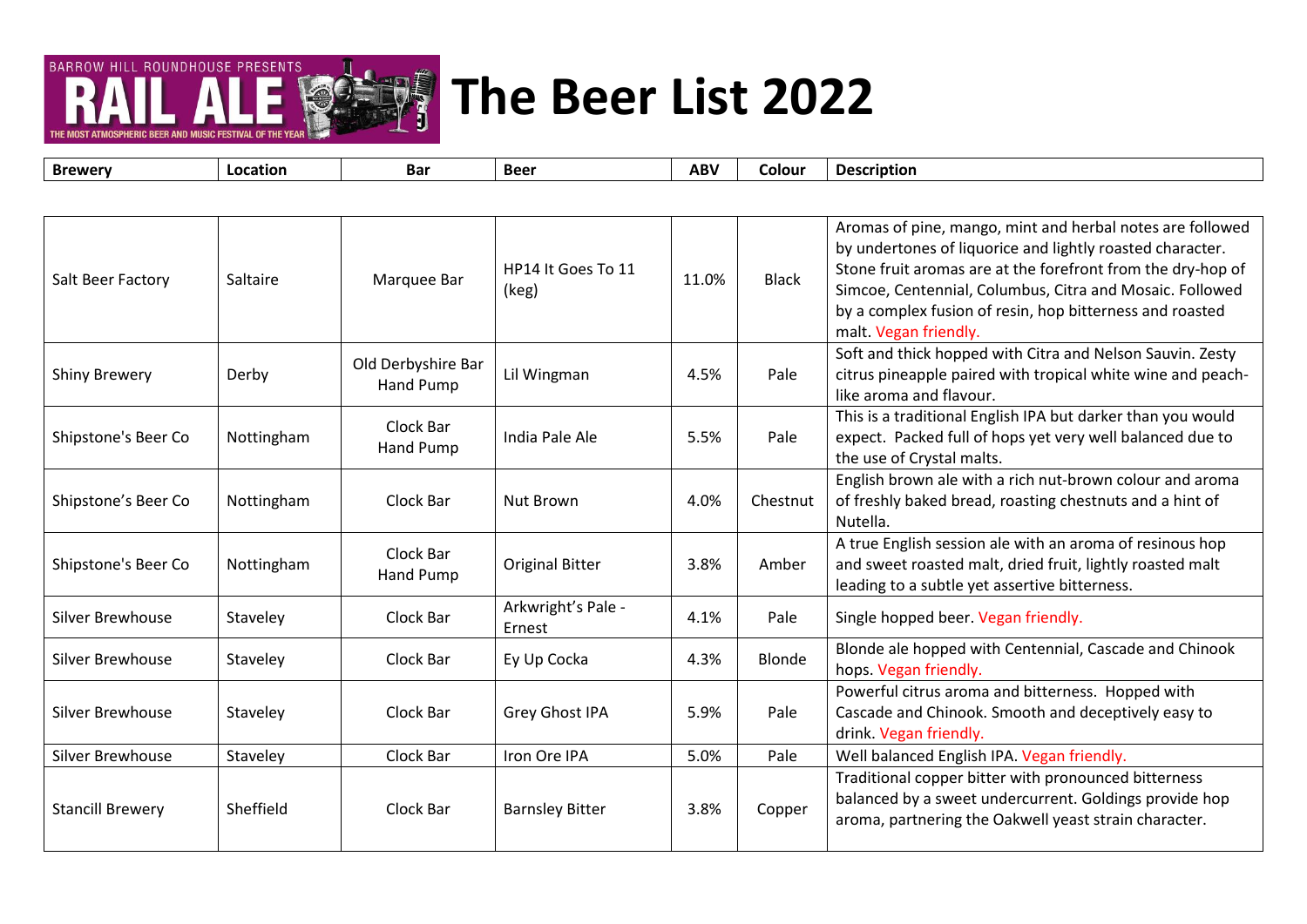# The Beer List 2022

| Brewery | Location | Bar | Beer | ABV | Colour | Description |
|---|---|---|---|---|---|---|
| Salt Beer Factory | Saltaire | Marquee Bar | HP14 It Goes To 11 (keg) | 11.0% | Black | Aromas of pine, mango, mint and herbal notes are followed by undertones of liquorice and lightly roasted character. Stone fruit aromas are at the forefront from the dry-hop of Simcoe, Centennial, Columbus, Citra and Mosaic. Followed by a complex fusion of resin, hop bitterness and roasted malt. Vegan friendly. |
| Shiny Brewery | Derby | Old Derbyshire Bar Hand Pump | Lil Wingman | 4.5% | Pale | Soft and thick hopped with Citra and Nelson Sauvin. Zesty citrus pineapple paired with tropical white wine and peach-like aroma and flavour. |
| Shipstone's Beer Co | Nottingham | Clock Bar Hand Pump | India Pale Ale | 5.5% | Pale | This is a traditional English IPA but darker than you would expect. Packed full of hops yet very well balanced due to the use of Crystal malts. |
| Shipstone's Beer Co | Nottingham | Clock Bar | Nut Brown | 4.0% | Chestnut | English brown ale with a rich nut-brown colour and aroma of freshly baked bread, roasting chestnuts and a hint of Nutella. |
| Shipstone's Beer Co | Nottingham | Clock Bar Hand Pump | Original Bitter | 3.8% | Amber | A true English session ale with an aroma of resinous hop and sweet roasted malt, dried fruit, lightly roasted malt leading to a subtle yet assertive bitterness. |
| Silver Brewhouse | Staveley | Clock Bar | Arkwright's Pale - Ernest | 4.1% | Pale | Single hopped beer. Vegan friendly. |
| Silver Brewhouse | Staveley | Clock Bar | Ey Up Cocka | 4.3% | Blonde | Blonde ale hopped with Centennial, Cascade and Chinook hops. Vegan friendly. |
| Silver Brewhouse | Staveley | Clock Bar | Grey Ghost IPA | 5.9% | Pale | Powerful citrus aroma and bitterness. Hopped with Cascade and Chinook. Smooth and deceptively easy to drink. Vegan friendly. |
| Silver Brewhouse | Staveley | Clock Bar | Iron Ore IPA | 5.0% | Pale | Well balanced English IPA. Vegan friendly. |
| Stancill Brewery | Sheffield | Clock Bar | Barnsley Bitter | 3.8% | Copper | Traditional copper bitter with pronounced bitterness balanced by a sweet undercurrent. Goldings provide hop aroma, partnering the Oakwell yeast strain character. |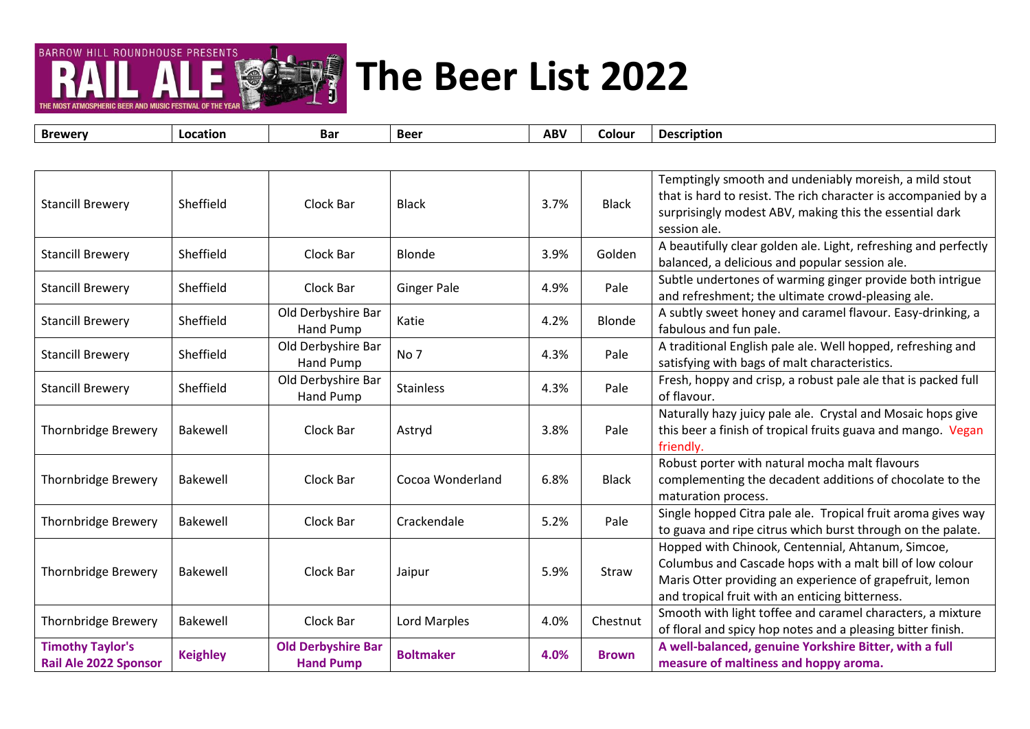# The Beer List 2022

| Brewery | Location | Bar | Beer | ABV | Colour | Description |
|---|---|---|---|---|---|---|
| Stancill Brewery | Sheffield | Clock Bar | Black | 3.7% | Black | Temptingly smooth and undeniably moreish, a mild stout that is hard to resist. The rich character is accompanied by a surprisingly modest ABV, making this the essential dark session ale. |
| Stancill Brewery | Sheffield | Clock Bar | Blonde | 3.9% | Golden | A beautifully clear golden ale. Light, refreshing and perfectly balanced, a delicious and popular session ale. |
| Stancill Brewery | Sheffield | Clock Bar | Ginger Pale | 4.9% | Pale | Subtle undertones of warming ginger provide both intrigue and refreshment; the ultimate crowd-pleasing ale. |
| Stancill Brewery | Sheffield | Old Derbyshire Bar Hand Pump | Katie | 4.2% | Blonde | A subtly sweet honey and caramel flavour. Easy-drinking, a fabulous and fun pale. |
| Stancill Brewery | Sheffield | Old Derbyshire Bar Hand Pump | No 7 | 4.3% | Pale | A traditional English pale ale. Well hopped, refreshing and satisfying with bags of malt characteristics. |
| Stancill Brewery | Sheffield | Old Derbyshire Bar Hand Pump | Stainless | 4.3% | Pale | Fresh, hoppy and crisp, a robust pale ale that is packed full of flavour. |
| Thornbridge Brewery | Bakewell | Clock Bar | Astryd | 3.8% | Pale | Naturally hazy juicy pale ale. Crystal and Mosaic hops give this beer a finish of tropical fruits guava and mango. Vegan friendly. |
| Thornbridge Brewery | Bakewell | Clock Bar | Cocoa Wonderland | 6.8% | Black | Robust porter with natural mocha malt flavours complementing the decadent additions of chocolate to the maturation process. |
| Thornbridge Brewery | Bakewell | Clock Bar | Crackendale | 5.2% | Pale | Single hopped Citra pale ale. Tropical fruit aroma gives way to guava and ripe citrus which burst through on the palate. |
| Thornbridge Brewery | Bakewell | Clock Bar | Jaipur | 5.9% | Straw | Hopped with Chinook, Centennial, Ahtanum, Simcoe, Columbus and Cascade hops with a malt bill of low colour Maris Otter providing an experience of grapefruit, lemon and tropical fruit with an enticing bitterness. |
| Thornbridge Brewery | Bakewell | Clock Bar | Lord Marples | 4.0% | Chestnut | Smooth with light toffee and caramel characters, a mixture of floral and spicy hop notes and a pleasing bitter finish. |
| **Timothy Taylor's Rail Ale 2022 Sponsor** | **Keighley** | **Old Derbyshire Bar Hand Pump** | **Boltmaker** | **4.0%** | **Brown** | **A well-balanced, genuine Yorkshire Bitter, with a full measure of maltiness and hoppy aroma.** |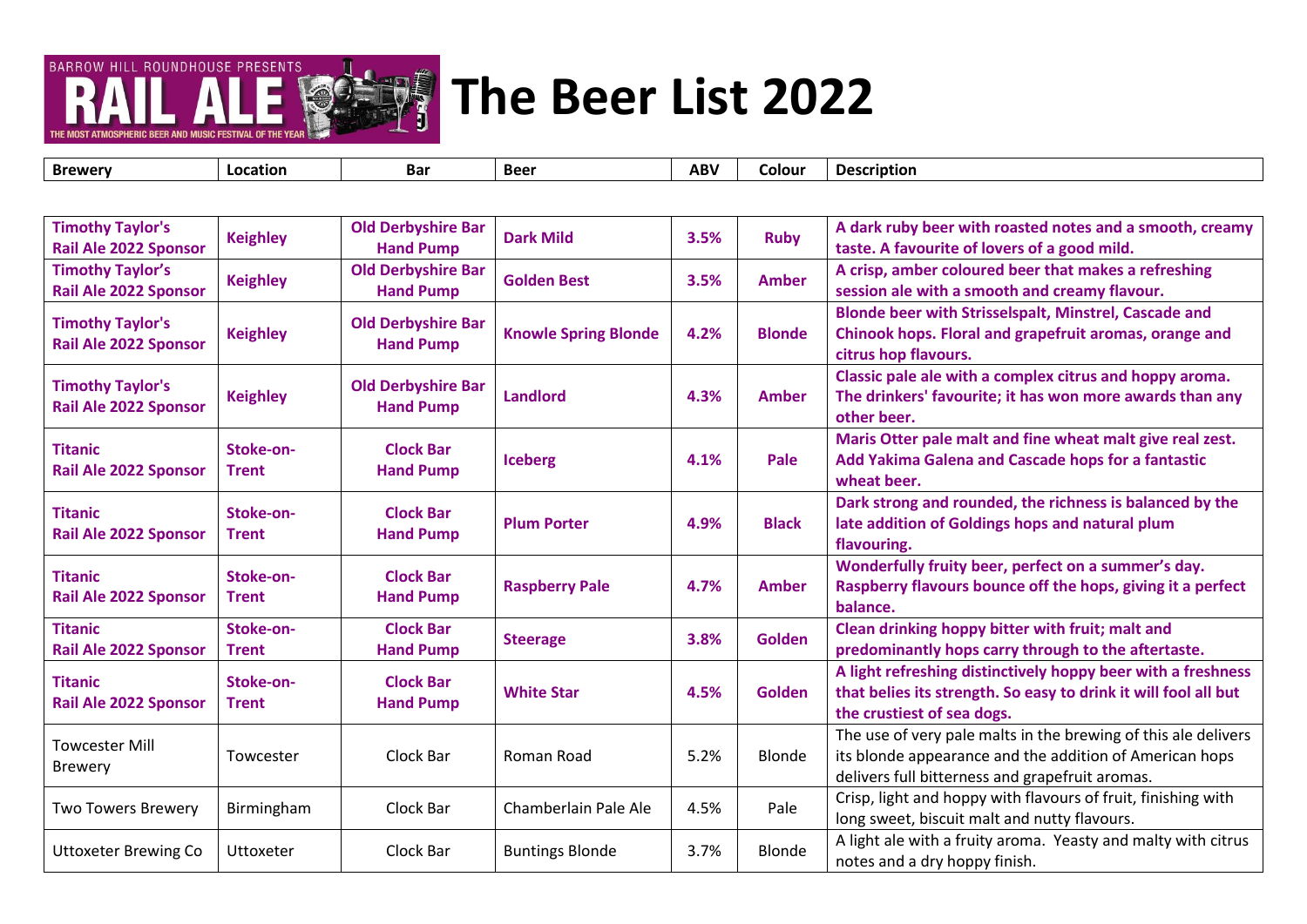# The Beer List 2022

| Brewery | Location | Bar | Beer | ABV | Colour | Description |
|---|---|---|---|---|---|---|
| **Timothy Taylor's Rail Ale 2022 Sponsor** | **Keighley** | **Old Derbyshire Bar Hand Pump** | **Dark Mild** | **3.5%** | **Ruby** | **A dark ruby beer with roasted notes and a smooth, creamy taste. A favourite of lovers of a good mild.** |
| **Timothy Taylor's Rail Ale 2022 Sponsor** | **Keighley** | **Old Derbyshire Bar Hand Pump** | **Golden Best** | **3.5%** | **Amber** | **A crisp, amber coloured beer that makes a refreshing session ale with a smooth and creamy flavour.** |
| **Timothy Taylor's Rail Ale 2022 Sponsor** | **Keighley** | **Old Derbyshire Bar Hand Pump** | **Knowle Spring Blonde** | **4.2%** | **Blonde** | **Blonde beer with Strisselspalt, Minstrel, Cascade and Chinook hops. Floral and grapefruit aromas, orange and citrus hop flavours.** |
| **Timothy Taylor's Rail Ale 2022 Sponsor** | **Keighley** | **Old Derbyshire Bar Hand Pump** | **Landlord** | **4.3%** | **Amber** | **Classic pale ale with a complex citrus and hoppy aroma. The drinkers' favourite; it has won more awards than any other beer.** |
| **Titanic Rail Ale 2022 Sponsor** | **Stoke-on-Trent** | **Clock Bar Hand Pump** | **Iceberg** | **4.1%** | **Pale** | **Maris Otter pale malt and fine wheat malt give real zest. Add Yakima Galena and Cascade hops for a fantastic wheat beer.** |
| **Titanic Rail Ale 2022 Sponsor** | **Stoke-on-Trent** | **Clock Bar Hand Pump** | **Plum Porter** | **4.9%** | **Black** | **Dark strong and rounded, the richness is balanced by the late addition of Goldings hops and natural plum flavouring.** |
| **Titanic Rail Ale 2022 Sponsor** | **Stoke-on-Trent** | **Clock Bar Hand Pump** | **Raspberry Pale** | **4.7%** | **Amber** | **Wonderfully fruity beer, perfect on a summer's day. Raspberry flavours bounce off the hops, giving it a perfect balance.** |
| **Titanic Rail Ale 2022 Sponsor** | **Stoke-on-Trent** | **Clock Bar Hand Pump** | **Steerage** | **3.8%** | **Golden** | **Clean drinking hoppy bitter with fruit; malt and predominantly hops carry through to the aftertaste.** |
| **Titanic Rail Ale 2022 Sponsor** | **Stoke-on-Trent** | **Clock Bar Hand Pump** | **White Star** | **4.5%** | **Golden** | **A light refreshing distinctively hoppy beer with a freshness that belies its strength. So easy to drink it will fool all but the crustiest of sea dogs.** |
| Towcester Mill Brewery | Towcester | Clock Bar | Roman Road | 5.2% | Blonde | The use of very pale malts in the brewing of this ale delivers its blonde appearance and the addition of American hops delivers full bitterness and grapefruit aromas. |
| Two Towers Brewery | Birmingham | Clock Bar | Chamberlain Pale Ale | 4.5% | Pale | Crisp, light and hoppy with flavours of fruit, finishing with long sweet, biscuit malt and nutty flavours. |
| Uttoxeter Brewing Co | Uttoxeter | Clock Bar | Buntings Blonde | 3.7% | Blonde | A light ale with a fruity aroma. Yeasty and malty with citrus notes and a dry hoppy finish. |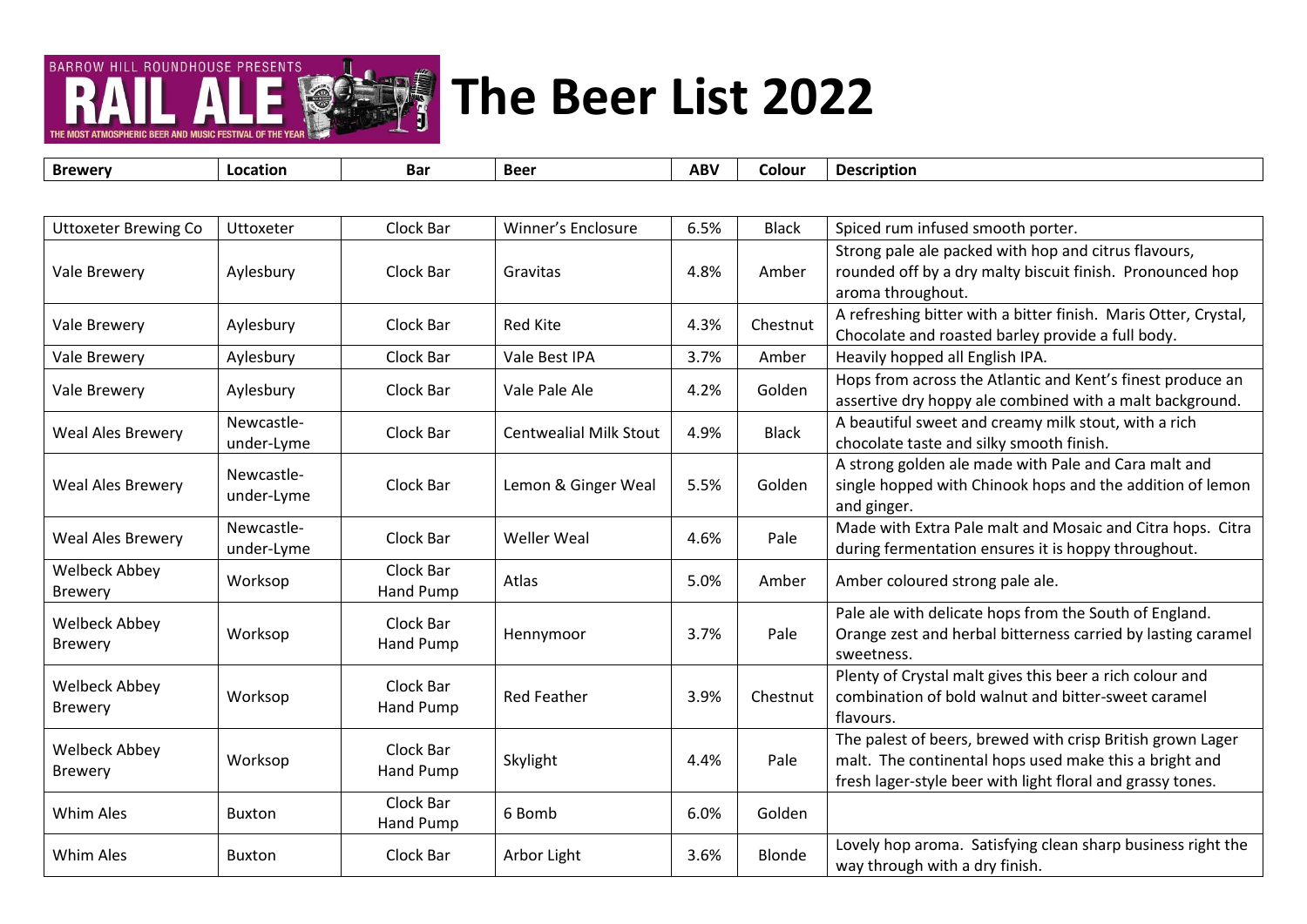# The Beer List 2022

| Brewery | Location | Bar | Beer | ABV | Colour | Description |
|---|---|---|---|---|---|---|
| Uttoxeter Brewing Co | Uttoxeter | Clock Bar | Winner's Enclosure | 6.5% | Black | Spiced rum infused smooth porter. |
| Vale Brewery | Aylesbury | Clock Bar | Gravitas | 4.8% | Amber | Strong pale ale packed with hop and citrus flavours, rounded off by a dry malty biscuit finish. Pronounced hop aroma throughout. |
| Vale Brewery | Aylesbury | Clock Bar | Red Kite | 4.3% | Chestnut | A refreshing bitter with a bitter finish. Maris Otter, Crystal, Chocolate and roasted barley provide a full body. |
| Vale Brewery | Aylesbury | Clock Bar | Vale Best IPA | 3.7% | Amber | Heavily hopped all English IPA. |
| Vale Brewery | Aylesbury | Clock Bar | Vale Pale Ale | 4.2% | Golden | Hops from across the Atlantic and Kent's finest produce an assertive dry hoppy ale combined with a malt background. |
| Weal Ales Brewery | Newcastle-under-Lyme | Clock Bar | Centwealial Milk Stout | 4.9% | Black | A beautiful sweet and creamy milk stout, with a rich chocolate taste and silky smooth finish. |
| Weal Ales Brewery | Newcastle-under-Lyme | Clock Bar | Lemon & Ginger Weal | 5.5% | Golden | A strong golden ale made with Pale and Cara malt and single hopped with Chinook hops and the addition of lemon and ginger. |
| Weal Ales Brewery | Newcastle-under-Lyme | Clock Bar | Weller Weal | 4.6% | Pale | Made with Extra Pale malt and Mosaic and Citra hops. Citra during fermentation ensures it is hoppy throughout. |
| Welbeck Abbey Brewery | Worksop | Clock Bar Hand Pump | Atlas | 5.0% | Amber | Amber coloured strong pale ale. |
| Welbeck Abbey Brewery | Worksop | Clock Bar Hand Pump | Hennymoor | 3.7% | Pale | Pale ale with delicate hops from the South of England. Orange zest and herbal bitterness carried by lasting caramel sweetness. |
| Welbeck Abbey Brewery | Worksop | Clock Bar Hand Pump | Red Feather | 3.9% | Chestnut | Plenty of Crystal malt gives this beer a rich colour and combination of bold walnut and bitter-sweet caramel flavours. |
| Welbeck Abbey Brewery | Worksop | Clock Bar Hand Pump | Skylight | 4.4% | Pale | The palest of beers, brewed with crisp British grown Lager malt. The continental hops used make this a bright and fresh lager-style beer with light floral and grassy tones. |
| Whim Ales | Buxton | Clock Bar Hand Pump | 6 Bomb | 6.0% | Golden | |
| Whim Ales | Buxton | Clock Bar | Arbor Light | 3.6% | Blonde | Lovely hop aroma. Satisfying clean sharp business right the way through with a dry finish. |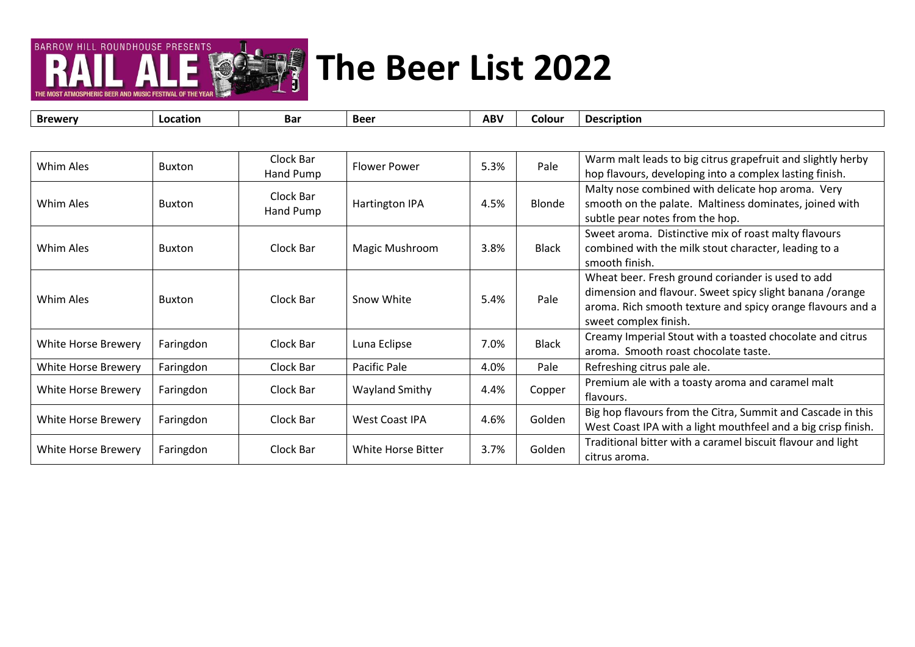# The Beer List 2022

| Brewery | Location | Bar | Beer | ABV | Colour | Description |
|---|---|---|---|---|---|---|
| Whim Ales | Buxton | Clock Bar Hand Pump | Flower Power | 5.3% | Pale | Warm malt leads to big citrus grapefruit and slightly herby hop flavours, developing into a complex lasting finish. |
| Whim Ales | Buxton | Clock Bar Hand Pump | Hartington IPA | 4.5% | Blonde | Malty nose combined with delicate hop aroma. Very smooth on the palate. Maltiness dominates, joined with subtle pear notes from the hop. |
| Whim Ales | Buxton | Clock Bar | Magic Mushroom | 3.8% | Black | Sweet aroma. Distinctive mix of roast malty flavours combined with the milk stout character, leading to a smooth finish. |
| Whim Ales | Buxton | Clock Bar | Snow White | 5.4% | Pale | Wheat beer. Fresh ground coriander is used to add dimension and flavour. Sweet spicy slight banana /orange aroma. Rich smooth texture and spicy orange flavours and a sweet complex finish. |
| White Horse Brewery | Faringdon | Clock Bar | Luna Eclipse | 7.0% | Black | Creamy Imperial Stout with a toasted chocolate and citrus aroma. Smooth roast chocolate taste. |
| White Horse Brewery | Faringdon | Clock Bar | Pacific Pale | 4.0% | Pale | Refreshing citrus pale ale. |
| White Horse Brewery | Faringdon | Clock Bar | Wayland Smithy | 4.4% | Copper | Premium ale with a toasty aroma and caramel malt flavours. |
| White Horse Brewery | Faringdon | Clock Bar | West Coast IPA | 4.6% | Golden | Big hop flavours from the Citra, Summit and Cascade in this West Coast IPA with a light mouthfeel and a big crisp finish. |
| White Horse Brewery | Faringdon | Clock Bar | White Horse Bitter | 3.7% | Golden | Traditional bitter with a caramel biscuit flavour and light citrus aroma. |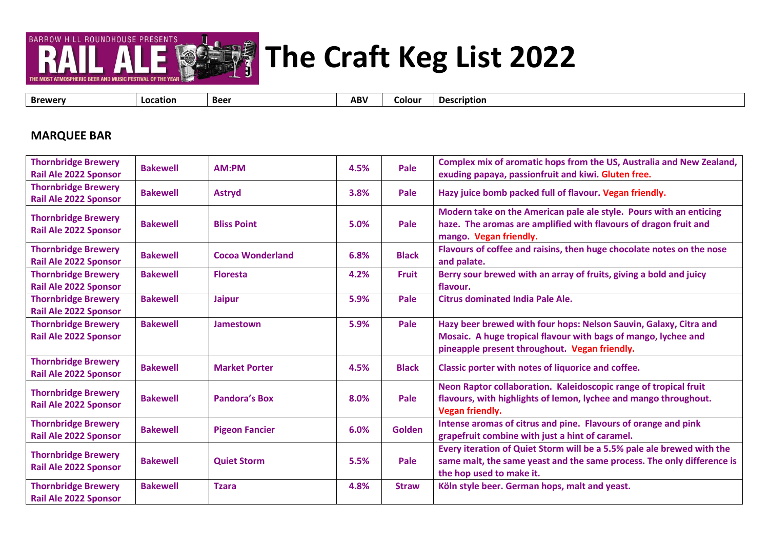# The Craft Keg List 2022

| Brewery | Location | Beer | ABV | Colour | Description |
|---|---|---|---|---|---|

## MARQUEE BAR

| Brewery | Location | Beer | ABV | Colour | Description |
|---|---|---|---|---|---|
| **Thornbridge Brewery Rail Ale 2022 Sponsor** | **Bakewell** | **AM:PM** | **4.5%** | **Pale** | **Complex mix of aromatic hops from the US, Australia and New Zealand, exuding papaya, passionfruit and kiwi. Gluten free.** |
| **Thornbridge Brewery Rail Ale 2022 Sponsor** | **Bakewell** | **Astryd** | **3.8%** | **Pale** | **Hazy juice bomb packed full of flavour. Vegan friendly.** |
| **Thornbridge Brewery Rail Ale 2022 Sponsor** | **Bakewell** | **Bliss Point** | **5.0%** | **Pale** | **Modern take on the American pale ale style. Pours with an enticing haze. The aromas are amplified with flavours of dragon fruit and mango. Vegan friendly.** |
| **Thornbridge Brewery Rail Ale 2022 Sponsor** | **Bakewell** | **Cocoa Wonderland** | **6.8%** | **Black** | **Flavours of coffee and raisins, then huge chocolate notes on the nose and palate.** |
| **Thornbridge Brewery Rail Ale 2022 Sponsor** | **Bakewell** | **Floresta** | **4.2%** | **Fruit** | **Berry sour brewed with an array of fruits, giving a bold and juicy flavour.** |
| **Thornbridge Brewery Rail Ale 2022 Sponsor** | **Bakewell** | **Jaipur** | **5.9%** | **Pale** | **Citrus dominated India Pale Ale.** |
| **Thornbridge Brewery Rail Ale 2022 Sponsor** | **Bakewell** | **Jamestown** | **5.9%** | **Pale** | **Hazy beer brewed with four hops: Nelson Sauvin, Galaxy, Citra and Mosaic. A huge tropical flavour with bags of mango, lychee and pineapple present throughout. Vegan friendly.** |
| **Thornbridge Brewery Rail Ale 2022 Sponsor** | **Bakewell** | **Market Porter** | **4.5%** | **Black** | **Classic porter with notes of liquorice and coffee.** |
| **Thornbridge Brewery Rail Ale 2022 Sponsor** | **Bakewell** | **Pandora's Box** | **8.0%** | **Pale** | **Neon Raptor collaboration. Kaleidoscopic range of tropical fruit flavours, with highlights of lemon, lychee and mango throughout. Vegan friendly.** |
| **Thornbridge Brewery Rail Ale 2022 Sponsor** | **Bakewell** | **Pigeon Fancier** | **6.0%** | **Golden** | **Intense aromas of citrus and pine. Flavours of orange and pink grapefruit combine with just a hint of caramel.** |
| **Thornbridge Brewery Rail Ale 2022 Sponsor** | **Bakewell** | **Quiet Storm** | **5.5%** | **Pale** | **Every iteration of Quiet Storm will be a 5.5% pale ale brewed with the same malt, the same yeast and the same process. The only difference is the hop used to make it.** |
| **Thornbridge Brewery Rail Ale 2022 Sponsor** | **Bakewell** | **Tzara** | **4.8%** | **Straw** | **Köln style beer. German hops, malt and yeast.** |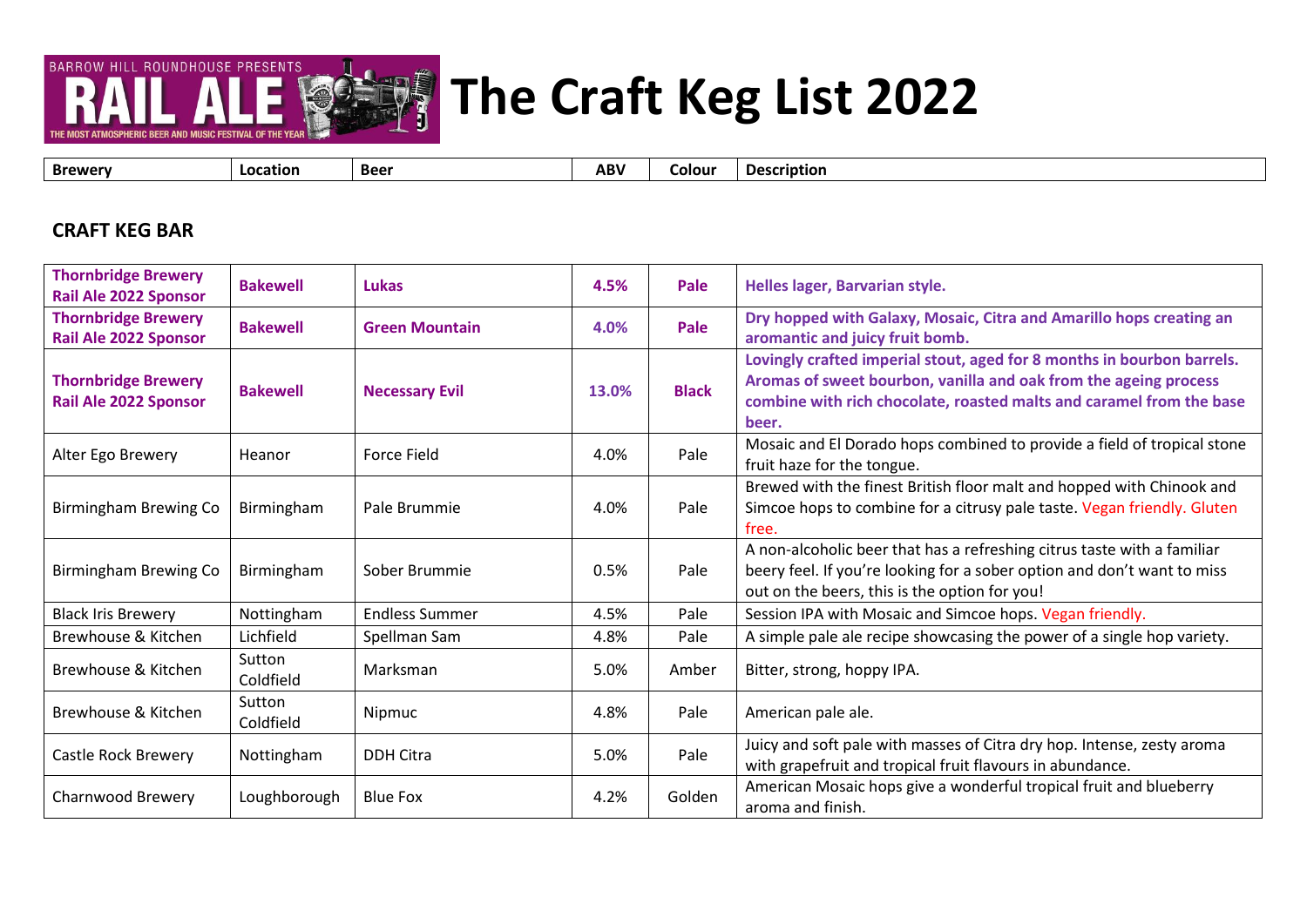# The Craft Keg List 2022

| Brewery | Location | Beer | ABV | Colour | Description |
|---|---|---|---|---|---|

## CRAFT KEG BAR

| Brewery | Location | Beer | ABV | Colour | Description |
|---|---|---|---|---|---|
| **Thornbridge Brewery Rail Ale 2022 Sponsor** | **Bakewell** | **Lukas** | **4.5%** | **Pale** | **Helles lager, Barvarian style.** |
| **Thornbridge Brewery Rail Ale 2022 Sponsor** | **Bakewell** | **Green Mountain** | **4.0%** | **Pale** | **Dry hopped with Galaxy, Mosaic, Citra and Amarillo hops creating an aromantic and juicy fruit bomb.** |
| **Thornbridge Brewery Rail Ale 2022 Sponsor** | **Bakewell** | **Necessary Evil** | **13.0%** | **Black** | **Lovingly crafted imperial stout, aged for 8 months in bourbon barrels. Aromas of sweet bourbon, vanilla and oak from the ageing process combine with rich chocolate, roasted malts and caramel from the base beer.** |
| Alter Ego Brewery | Heanor | Force Field | 4.0% | Pale | Mosaic and El Dorado hops combined to provide a field of tropical stone fruit haze for the tongue. |
| Birmingham Brewing Co | Birmingham | Pale Brummie | 4.0% | Pale | Brewed with the finest British floor malt and hopped with Chinook and Simcoe hops to combine for a citrusy pale taste. Vegan friendly. Gluten free. |
| Birmingham Brewing Co | Birmingham | Sober Brummie | 0.5% | Pale | A non-alcoholic beer that has a refreshing citrus taste with a familiar beery feel. If you're looking for a sober option and don't want to miss out on the beers, this is the option for you! |
| Black Iris Brewery | Nottingham | Endless Summer | 4.5% | Pale | Session IPA with Mosaic and Simcoe hops. Vegan friendly. |
| Brewhouse & Kitchen | Lichfield | Spellman Sam | 4.8% | Pale | A simple pale ale recipe showcasing the power of a single hop variety. |
| Brewhouse & Kitchen | Sutton Coldfield | Marksman | 5.0% | Amber | Bitter, strong, hoppy IPA. |
| Brewhouse & Kitchen | Sutton Coldfield | Nipmuc | 4.8% | Pale | American pale ale. |
| Castle Rock Brewery | Nottingham | DDH Citra | 5.0% | Pale | Juicy and soft pale with masses of Citra dry hop. Intense, zesty aroma with grapefruit and tropical fruit flavours in abundance. |
| Charnwood Brewery | Loughborough | Blue Fox | 4.2% | Golden | American Mosaic hops give a wonderful tropical fruit and blueberry aroma and finish. |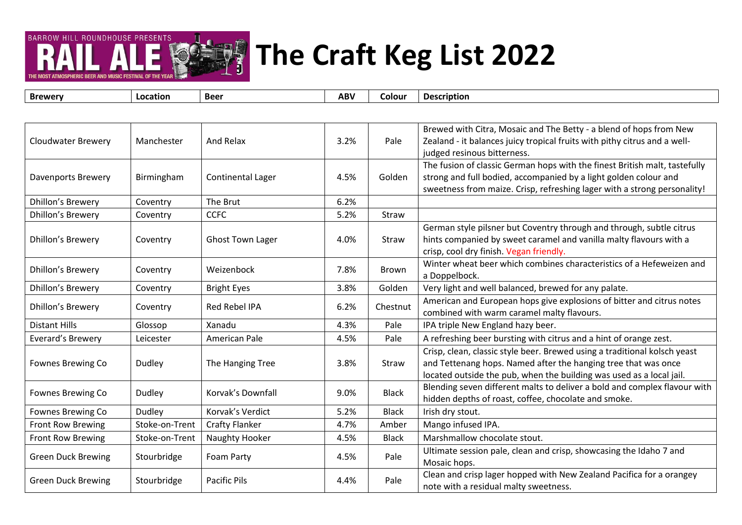# The Craft Keg List 2022

| Brewery | Location | Beer | ABV | Colour | Description |
|---|---|---|---|---|---|
| Cloudwater Brewery | Manchester | And Relax | 3.2% | Pale | Brewed with Citra, Mosaic and The Betty - a blend of hops from New Zealand - it balances juicy tropical fruits with pithy citrus and a well-judged resinous bitterness. |
| Davenports Brewery | Birmingham | Continental Lager | 4.5% | Golden | The fusion of classic German hops with the finest British malt, tastefully strong and full bodied, accompanied by a light golden colour and sweetness from maize. Crisp, refreshing lager with a strong personality! |
| Dhillon's Brewery | Coventry | The Brut | 6.2% | | |
| Dhillon's Brewery | Coventry | CCFC | 5.2% | Straw | |
| Dhillon's Brewery | Coventry | Ghost Town Lager | 4.0% | Straw | German style pilsner but Coventry through and through, subtle citrus hints companied by sweet caramel and vanilla malty flavours with a crisp, cool dry finish. Vegan friendly. |
| Dhillon's Brewery | Coventry | Weizenbock | 7.8% | Brown | Winter wheat beer which combines characteristics of a Hefeweizen and a Doppelbock. |
| Dhillon's Brewery | Coventry | Bright Eyes | 3.8% | Golden | Very light and well balanced, brewed for any palate. |
| Dhillon's Brewery | Coventry | Red Rebel IPA | 6.2% | Chestnut | American and European hops give explosions of bitter and citrus notes combined with warm caramel malty flavours. |
| Distant Hills | Glossop | Xanadu | 4.3% | Pale | IPA triple New England hazy beer. |
| Everard's Brewery | Leicester | American Pale | 4.5% | Pale | A refreshing beer bursting with citrus and a hint of orange zest. |
| Fownes Brewing Co | Dudley | The Hanging Tree | 3.8% | Straw | Crisp, clean, classic style beer. Brewed using a traditional kolsch yeast and Tettenang hops. Named after the hanging tree that was once located outside the pub, when the building was used as a local jail. |
| Fownes Brewing Co | Dudley | Korvak's Downfall | 9.0% | Black | Blending seven different malts to deliver a bold and complex flavour with hidden depths of roast, coffee, chocolate and smoke. |
| Fownes Brewing Co | Dudley | Korvak's Verdict | 5.2% | Black | Irish dry stout. |
| Front Row Brewing | Stoke-on-Trent | Crafty Flanker | 4.7% | Amber | Mango infused IPA. |
| Front Row Brewing | Stoke-on-Trent | Naughty Hooker | 4.5% | Black | Marshmallow chocolate stout. |
| Green Duck Brewing | Stourbridge | Foam Party | 4.5% | Pale | Ultimate session pale, clean and crisp, showcasing the Idaho 7 and Mosaic hops. |
| Green Duck Brewing | Stourbridge | Pacific Pils | 4.4% | Pale | Clean and crisp lager hopped with New Zealand Pacifica for a orangey note with a residual malty sweetness. |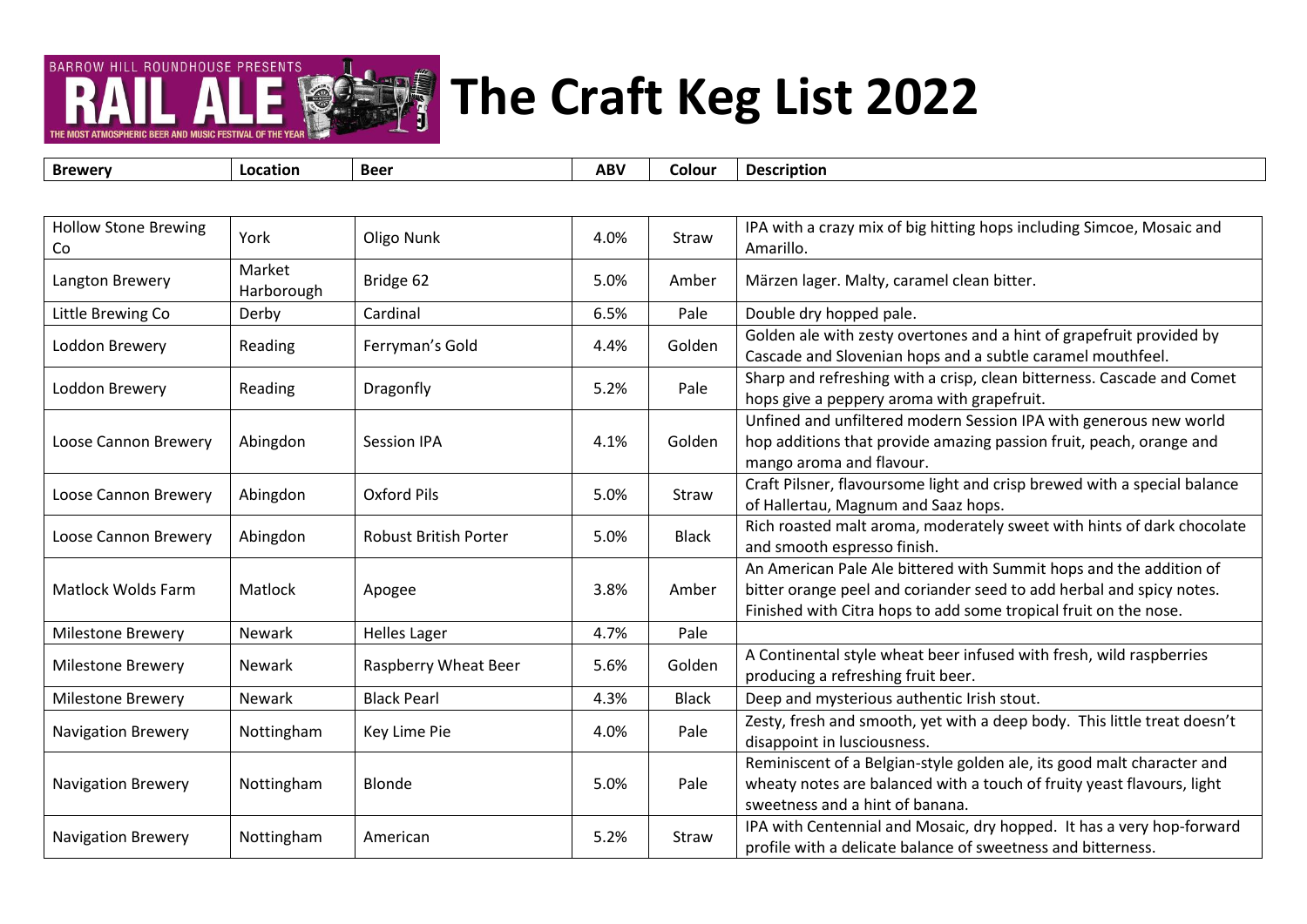# The Craft Keg List 2022

| Brewery | Location | Beer | ABV | Colour | Description |
|---|---|---|---|---|---|
| Hollow Stone Brewing Co | York | Oligo Nunk | 4.0% | Straw | IPA with a crazy mix of big hitting hops including Simcoe, Mosaic and Amarillo. |
| Langton Brewery | Market Harborough | Bridge 62 | 5.0% | Amber | Märzen lager. Malty, caramel clean bitter. |
| Little Brewing Co | Derby | Cardinal | 6.5% | Pale | Double dry hopped pale. |
| Loddon Brewery | Reading | Ferryman's Gold | 4.4% | Golden | Golden ale with zesty overtones and a hint of grapefruit provided by Cascade and Slovenian hops and a subtle caramel mouthfeel. |
| Loddon Brewery | Reading | Dragonfly | 5.2% | Pale | Sharp and refreshing with a crisp, clean bitterness. Cascade and Comet hops give a peppery aroma with grapefruit. |
| Loose Cannon Brewery | Abingdon | Session IPA | 4.1% | Golden | Unfined and unfiltered modern Session IPA with generous new world hop additions that provide amazing passion fruit, peach, orange and mango aroma and flavour. |
| Loose Cannon Brewery | Abingdon | Oxford Pils | 5.0% | Straw | Craft Pilsner, flavoursome light and crisp brewed with a special balance of Hallertau, Magnum and Saaz hops. |
| Loose Cannon Brewery | Abingdon | Robust British Porter | 5.0% | Black | Rich roasted malt aroma, moderately sweet with hints of dark chocolate and smooth espresso finish. |
| Matlock Wolds Farm | Matlock | Apogee | 3.8% | Amber | An American Pale Ale bittered with Summit hops and the addition of bitter orange peel and coriander seed to add herbal and spicy notes. Finished with Citra hops to add some tropical fruit on the nose. |
| Milestone Brewery | Newark | Helles Lager | 4.7% | Pale | |
| Milestone Brewery | Newark | Raspberry Wheat Beer | 5.6% | Golden | A Continental style wheat beer infused with fresh, wild raspberries producing a refreshing fruit beer. |
| Milestone Brewery | Newark | Black Pearl | 4.3% | Black | Deep and mysterious authentic Irish stout. |
| Navigation Brewery | Nottingham | Key Lime Pie | 4.0% | Pale | Zesty, fresh and smooth, yet with a deep body. This little treat doesn't disappoint in lusciousness. |
| Navigation Brewery | Nottingham | Blonde | 5.0% | Pale | Reminiscent of a Belgian-style golden ale, its good malt character and wheaty notes are balanced with a touch of fruity yeast flavours, light sweetness and a hint of banana. |
| Navigation Brewery | Nottingham | American | 5.2% | Straw | IPA with Centennial and Mosaic, dry hopped. It has a very hop-forward profile with a delicate balance of sweetness and bitterness. |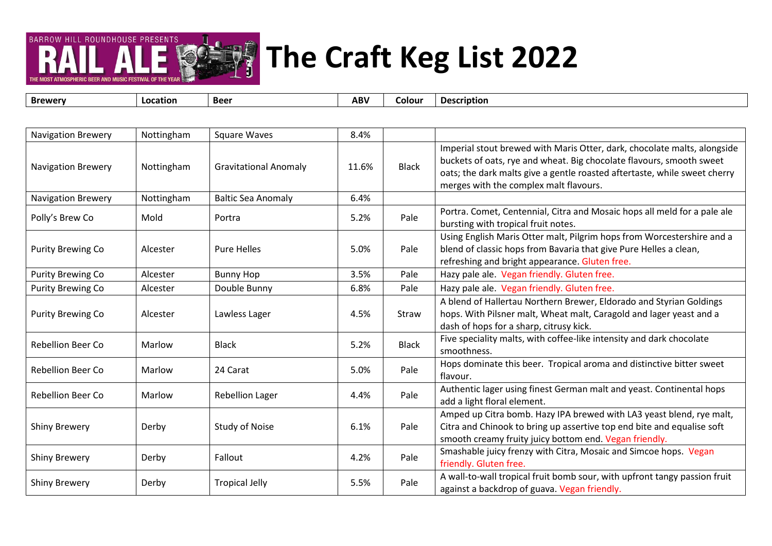# The Craft Keg List 2022

| Brewery | Location | Beer | ABV | Colour | Description |
|---|---|---|---|---|---|
| Navigation Brewery | Nottingham | Square Waves | 8.4% | | |
| Navigation Brewery | Nottingham | Gravitational Anomaly | 11.6% | Black | Imperial stout brewed with Maris Otter, dark, chocolate malts, alongside buckets of oats, rye and wheat. Big chocolate flavours, smooth sweet oats; the dark malts give a gentle roasted aftertaste, while sweet cherry merges with the complex malt flavours. |
| Navigation Brewery | Nottingham | Baltic Sea Anomaly | 6.4% | | |
| Polly's Brew Co | Mold | Portra | 5.2% | Pale | Portra. Comet, Centennial, Citra and Mosaic hops all meld for a pale ale bursting with tropical fruit notes. |
| Purity Brewing Co | Alcester | Pure Helles | 5.0% | Pale | Using English Maris Otter malt, Pilgrim hops from Worcestershire and a blend of classic hops from Bavaria that give Pure Helles a clean, refreshing and bright appearance. Gluten free. |
| Purity Brewing Co | Alcester | Bunny Hop | 3.5% | Pale | Hazy pale ale. Vegan friendly. Gluten free. |
| Purity Brewing Co | Alcester | Double Bunny | 6.8% | Pale | Hazy pale ale. Vegan friendly. Gluten free. |
| Purity Brewing Co | Alcester | Lawless Lager | 4.5% | Straw | A blend of Hallertau Northern Brewer, Eldorado and Styrian Goldings hops. With Pilsner malt, Wheat malt, Caragold and lager yeast and a dash of hops for a sharp, citrusy kick. |
| Rebellion Beer Co | Marlow | Black | 5.2% | Black | Five speciality malts, with coffee-like intensity and dark chocolate smoothness. |
| Rebellion Beer Co | Marlow | 24 Carat | 5.0% | Pale | Hops dominate this beer. Tropical aroma and distinctive bitter sweet flavour. |
| Rebellion Beer Co | Marlow | Rebellion Lager | 4.4% | Pale | Authentic lager using finest German malt and yeast. Continental hops add a light floral element. |
| Shiny Brewery | Derby | Study of Noise | 6.1% | Pale | Amped up Citra bomb. Hazy IPA brewed with LA3 yeast blend, rye malt, Citra and Chinook to bring up assertive top end bite and equalise soft smooth creamy fruity juicy bottom end. Vegan friendly. |
| Shiny Brewery | Derby | Fallout | 4.2% | Pale | Smashable juicy frenzy with Citra, Mosaic and Simcoe hops. Vegan friendly. Gluten free. |
| Shiny Brewery | Derby | Tropical Jelly | 5.5% | Pale | A wall-to-wall tropical fruit bomb sour, with upfront tangy passion fruit against a backdrop of guava. Vegan friendly. |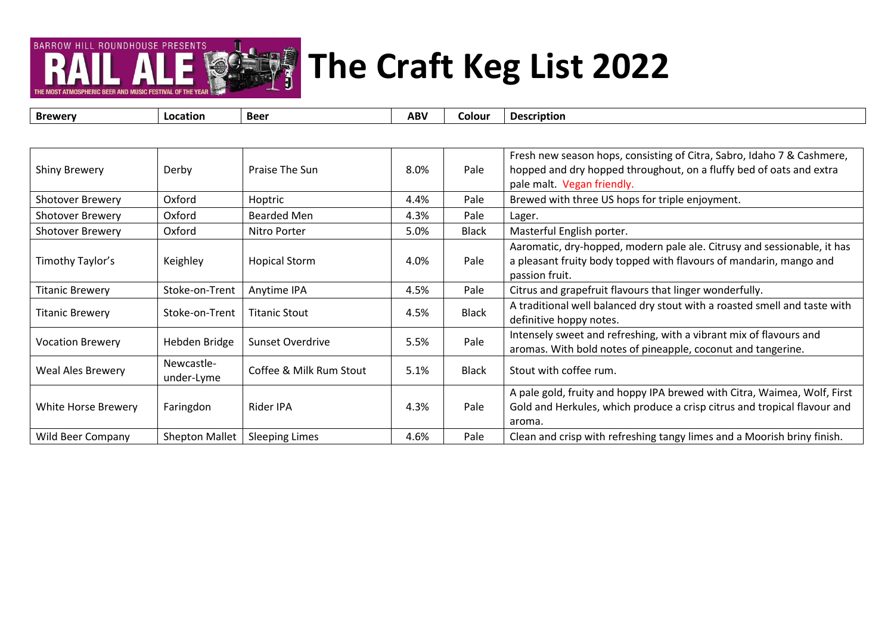# The Craft Keg List 2022

| Brewery | Location | Beer | ABV | Colour | Description |
|---|---|---|---|---|---|
| Shiny Brewery | Derby | Praise The Sun | 8.0% | Pale | Fresh new season hops, consisting of Citra, Sabro, Idaho 7 & Cashmere, hopped and dry hopped throughout, on a fluffy bed of oats and extra pale malt. Vegan friendly. |
| Shotover Brewery | Oxford | Hoptric | 4.4% | Pale | Brewed with three US hops for triple enjoyment. |
| Shotover Brewery | Oxford | Bearded Men | 4.3% | Pale | Lager. |
| Shotover Brewery | Oxford | Nitro Porter | 5.0% | Black | Masterful English porter. |
| Timothy Taylor's | Keighley | Hopical Storm | 4.0% | Pale | Aaromatic, dry-hopped, modern pale ale. Citrusy and sessionable, it has a pleasant fruity body topped with flavours of mandarin, mango and passion fruit. |
| Titanic Brewery | Stoke-on-Trent | Anytime IPA | 4.5% | Pale | Citrus and grapefruit flavours that linger wonderfully. |
| Titanic Brewery | Stoke-on-Trent | Titanic Stout | 4.5% | Black | A traditional well balanced dry stout with a roasted smell and taste with definitive hoppy notes. |
| Vocation Brewery | Hebden Bridge | Sunset Overdrive | 5.5% | Pale | Intensely sweet and refreshing, with a vibrant mix of flavours and aromas. With bold notes of pineapple, coconut and tangerine. |
| Weal Ales Brewery | Newcastle-under-Lyme | Coffee & Milk Rum Stout | 5.1% | Black | Stout with coffee rum. |
| White Horse Brewery | Faringdon | Rider IPA | 4.3% | Pale | A pale gold, fruity and hoppy IPA brewed with Citra, Waimea, Wolf, First Gold and Herkules, which produce a crisp citrus and tropical flavour and aroma. |
| Wild Beer Company | Shepton Mallet | Sleeping Limes | 4.6% | Pale | Clean and crisp with refreshing tangy limes and a Moorish briny finish. |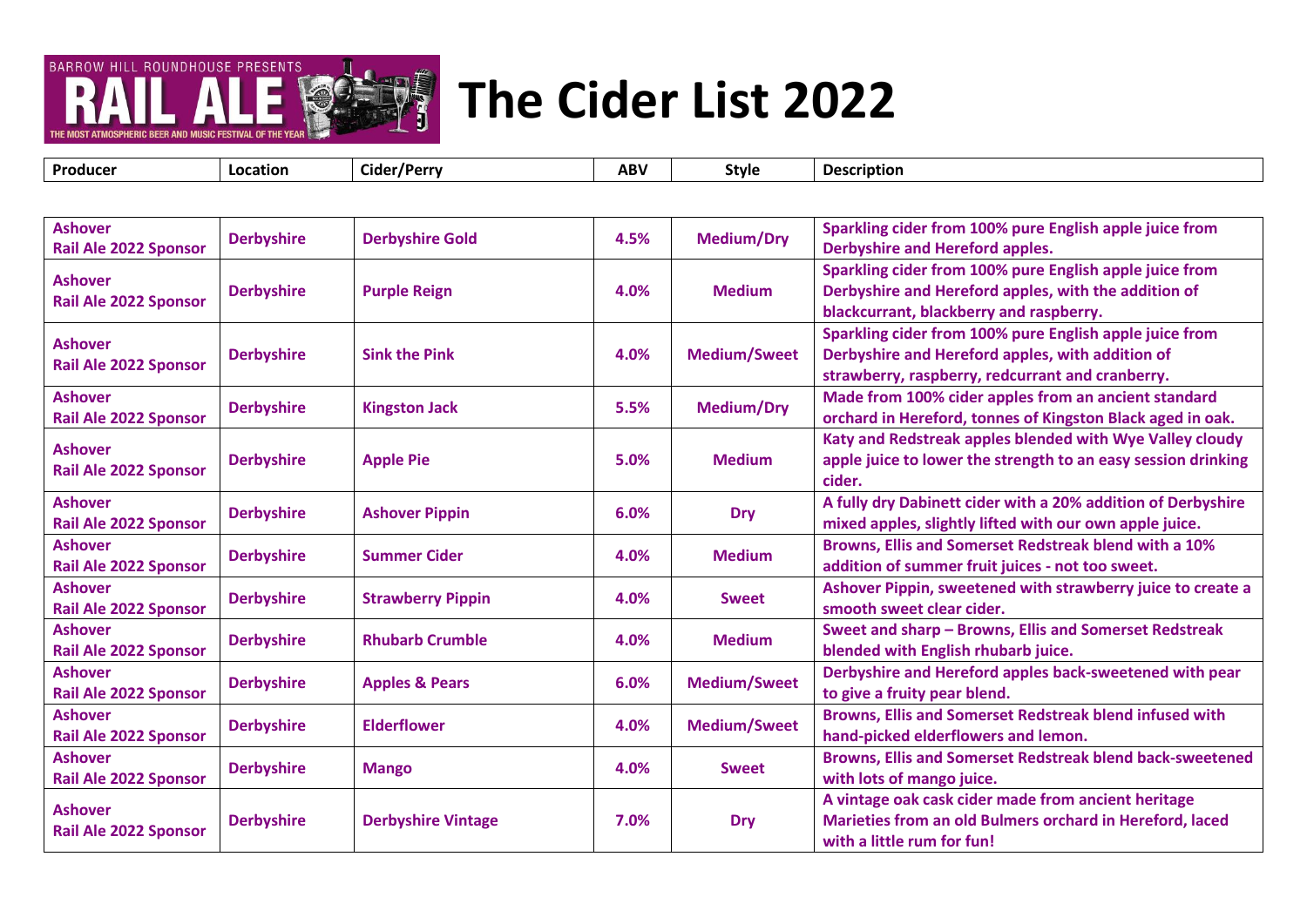BARROW HILL ROUNDHOUSE PRESENTS RAIL ALE — THE MOST ATMOSPHERIC BEER AND MUSIC FESTIVAL OF THE YEAR

# The Cider List 2022

| Producer | Location | Cider/Perry | ABV | Style | Description |
|---|---|---|---|---|---|
| **Ashover Rail Ale 2022 Sponsor** | **Derbyshire** | **Derbyshire Gold** | **4.5%** | **Medium/Dry** | **Sparkling cider from 100% pure English apple juice from Derbyshire and Hereford apples.** |
| **Ashover Rail Ale 2022 Sponsor** | **Derbyshire** | **Purple Reign** | **4.0%** | **Medium** | **Sparkling cider from 100% pure English apple juice from Derbyshire and Hereford apples, with the addition of blackcurrant, blackberry and raspberry.** |
| **Ashover Rail Ale 2022 Sponsor** | **Derbyshire** | **Sink the Pink** | **4.0%** | **Medium/Sweet** | **Sparkling cider from 100% pure English apple juice from Derbyshire and Hereford apples, with addition of strawberry, raspberry, redcurrant and cranberry.** |
| **Ashover Rail Ale 2022 Sponsor** | **Derbyshire** | **Kingston Jack** | **5.5%** | **Medium/Dry** | **Made from 100% cider apples from an ancient standard orchard in Hereford, tonnes of Kingston Black aged in oak.** |
| **Ashover Rail Ale 2022 Sponsor** | **Derbyshire** | **Apple Pie** | **5.0%** | **Medium** | **Katy and Redstreak apples blended with Wye Valley cloudy apple juice to lower the strength to an easy session drinking cider.** |
| **Ashover Rail Ale 2022 Sponsor** | **Derbyshire** | **Ashover Pippin** | **6.0%** | **Dry** | **A fully dry Dabinett cider with a 20% addition of Derbyshire mixed apples, slightly lifted with our own apple juice.** |
| **Ashover Rail Ale 2022 Sponsor** | **Derbyshire** | **Summer Cider** | **4.0%** | **Medium** | **Browns, Ellis and Somerset Redstreak blend with a 10% addition of summer fruit juices - not too sweet.** |
| **Ashover Rail Ale 2022 Sponsor** | **Derbyshire** | **Strawberry Pippin** | **4.0%** | **Sweet** | **Ashover Pippin, sweetened with strawberry juice to create a smooth sweet clear cider.** |
| **Ashover Rail Ale 2022 Sponsor** | **Derbyshire** | **Rhubarb Crumble** | **4.0%** | **Medium** | **Sweet and sharp – Browns, Ellis and Somerset Redstreak blended with English rhubarb juice.** |
| **Ashover Rail Ale 2022 Sponsor** | **Derbyshire** | **Apples & Pears** | **6.0%** | **Medium/Sweet** | **Derbyshire and Hereford apples back-sweetened with pear to give a fruity pear blend.** |
| **Ashover Rail Ale 2022 Sponsor** | **Derbyshire** | **Elderflower** | **4.0%** | **Medium/Sweet** | **Browns, Ellis and Somerset Redstreak blend infused with hand-picked elderflowers and lemon.** |
| **Ashover Rail Ale 2022 Sponsor** | **Derbyshire** | **Mango** | **4.0%** | **Sweet** | **Browns, Ellis and Somerset Redstreak blend back-sweetened with lots of mango juice.** |
| **Ashover Rail Ale 2022 Sponsor** | **Derbyshire** | **Derbyshire Vintage** | **7.0%** | **Dry** | **A vintage oak cask cider made from ancient heritage Marieties from an old Bulmers orchard in Hereford, laced with a little rum for fun!** |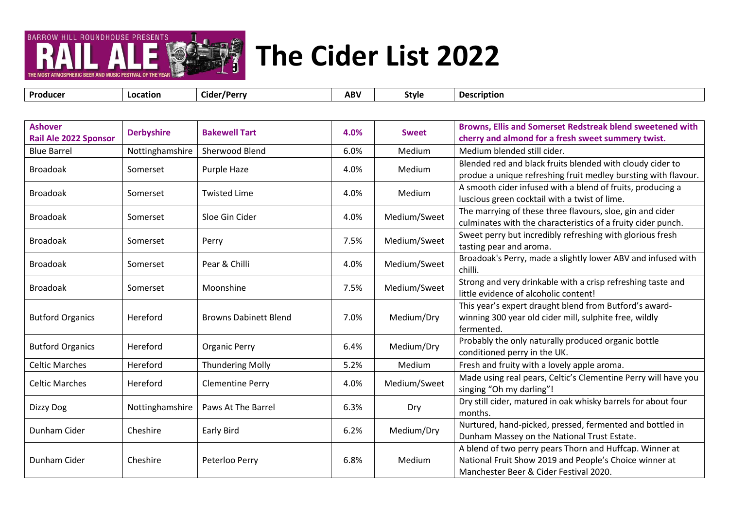# The Cider List 2022

| Producer | Location | Cider/Perry | ABV | Style | Description |
|---|---|---|---|---|---|
| **Ashover Rail Ale 2022 Sponsor** | **Derbyshire** | **Bakewell Tart** | **4.0%** | **Sweet** | **Browns, Ellis and Somerset Redstreak blend sweetened with cherry and almond for a fresh sweet summery twist.** |
| Blue Barrel | Nottinghamshire | Sherwood Blend | 6.0% | Medium | Medium blended still cider. |
| Broadoak | Somerset | Purple Haze | 4.0% | Medium | Blended red and black fruits blended with cloudy cider to produe a unique refreshing fruit medley bursting with flavour. |
| Broadoak | Somerset | Twisted Lime | 4.0% | Medium | A smooth cider infused with a blend of fruits, producing a luscious green cocktail with a twist of lime. |
| Broadoak | Somerset | Sloe Gin Cider | 4.0% | Medium/Sweet | The marrying of these three flavours, sloe, gin and cider culminates with the characteristics of a fruity cider punch. |
| Broadoak | Somerset | Perry | 7.5% | Medium/Sweet | Sweet perry but incredibly refreshing with glorious fresh tasting pear and aroma. |
| Broadoak | Somerset | Pear & Chilli | 4.0% | Medium/Sweet | Broadoak's Perry, made a slightly lower ABV and infused with chilli. |
| Broadoak | Somerset | Moonshine | 7.5% | Medium/Sweet | Strong and very drinkable with a crisp refreshing taste and little evidence of alcoholic content! |
| Butford Organics | Hereford | Browns Dabinett Blend | 7.0% | Medium/Dry | This year's expert draught blend from Butford's award-winning 300 year old cider mill, sulphite free, wildly fermented. |
| Butford Organics | Hereford | Organic Perry | 6.4% | Medium/Dry | Probably the only naturally produced organic bottle conditioned perry in the UK. |
| Celtic Marches | Hereford | Thundering Molly | 5.2% | Medium | Fresh and fruity with a lovely apple aroma. |
| Celtic Marches | Hereford | Clementine Perry | 4.0% | Medium/Sweet | Made using real pears, Celtic's Clementine Perry will have you singing "Oh my darling"! |
| Dizzy Dog | Nottinghamshire | Paws At The Barrel | 6.3% | Dry | Dry still cider, matured in oak whisky barrels for about four months. |
| Dunham Cider | Cheshire | Early Bird | 6.2% | Medium/Dry | Nurtured, hand-picked, pressed, fermented and bottled in Dunham Massey on the National Trust Estate. |
| Dunham Cider | Cheshire | Peterloo Perry | 6.8% | Medium | A blend of two perry pears Thorn and Huffcap. Winner at National Fruit Show 2019 and People's Choice winner at Manchester Beer & Cider Festival 2020. |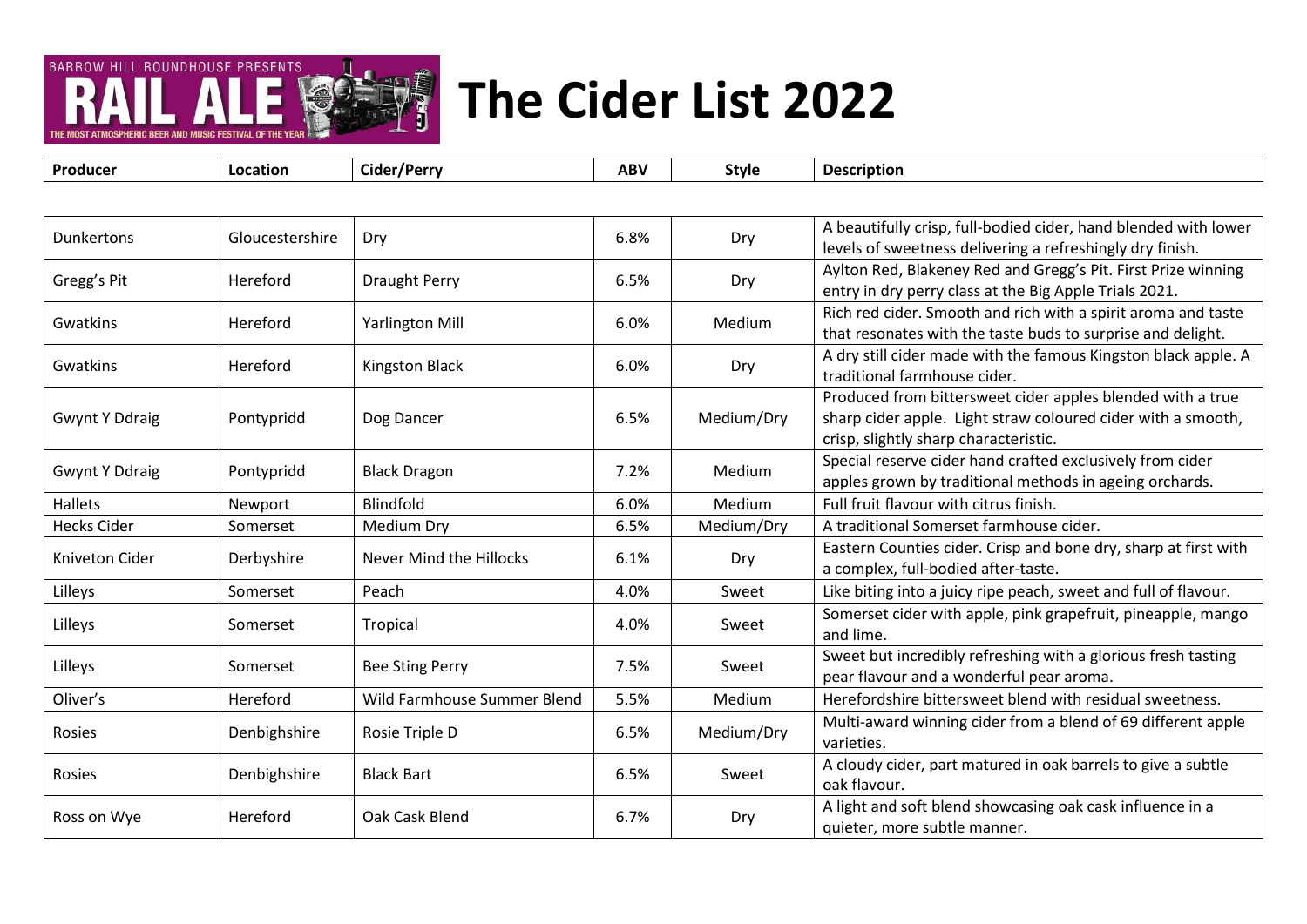# The Cider List 2022

| Producer | Location | Cider/Perry | ABV | Style | Description |
|---|---|---|---|---|---|
| Dunkertons | Gloucestershire | Dry | 6.8% | Dry | A beautifully crisp, full-bodied cider, hand blended with lower levels of sweetness delivering a refreshingly dry finish. |
| Gregg's Pit | Hereford | Draught Perry | 6.5% | Dry | Aylton Red, Blakeney Red and Gregg's Pit. First Prize winning entry in dry perry class at the Big Apple Trials 2021. |
| Gwatkins | Hereford | Yarlington Mill | 6.0% | Medium | Rich red cider. Smooth and rich with a spirit aroma and taste that resonates with the taste buds to surprise and delight. |
| Gwatkins | Hereford | Kingston Black | 6.0% | Dry | A dry still cider made with the famous Kingston black apple. A traditional farmhouse cider. |
| Gwynt Y Ddraig | Pontypridd | Dog Dancer | 6.5% | Medium/Dry | Produced from bittersweet cider apples blended with a true sharp cider apple. Light straw coloured cider with a smooth, crisp, slightly sharp characteristic. |
| Gwynt Y Ddraig | Pontypridd | Black Dragon | 7.2% | Medium | Special reserve cider hand crafted exclusively from cider apples grown by traditional methods in ageing orchards. |
| Hallets | Newport | Blindfold | 6.0% | Medium | Full fruit flavour with citrus finish. |
| Hecks Cider | Somerset | Medium Dry | 6.5% | Medium/Dry | A traditional Somerset farmhouse cider. |
| Kniveton Cider | Derbyshire | Never Mind the Hillocks | 6.1% | Dry | Eastern Counties cider. Crisp and bone dry, sharp at first with a complex, full-bodied after-taste. |
| Lilleys | Somerset | Peach | 4.0% | Sweet | Like biting into a juicy ripe peach, sweet and full of flavour. |
| Lilleys | Somerset | Tropical | 4.0% | Sweet | Somerset cider with apple, pink grapefruit, pineapple, mango and lime. |
| Lilleys | Somerset | Bee Sting Perry | 7.5% | Sweet | Sweet but incredibly refreshing with a glorious fresh tasting pear flavour and a wonderful pear aroma. |
| Oliver's | Hereford | Wild Farmhouse Summer Blend | 5.5% | Medium | Herefordshire bittersweet blend with residual sweetness. |
| Rosies | Denbighshire | Rosie Triple D | 6.5% | Medium/Dry | Multi-award winning cider from a blend of 69 different apple varieties. |
| Rosies | Denbighshire | Black Bart | 6.5% | Sweet | A cloudy cider, part matured in oak barrels to give a subtle oak flavour. |
| Ross on Wye | Hereford | Oak Cask Blend | 6.7% | Dry | A light and soft blend showcasing oak cask influence in a quieter, more subtle manner. |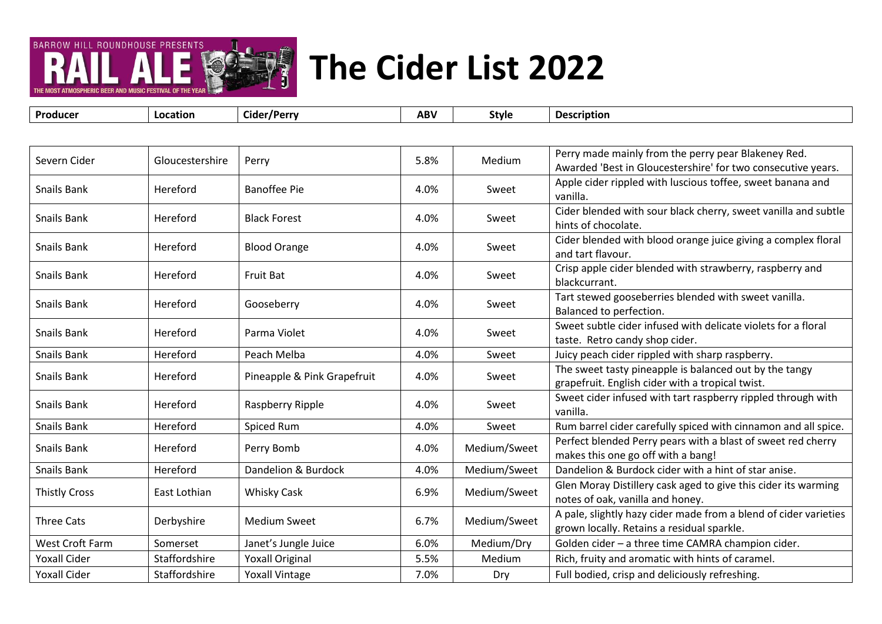# The Cider List 2022

| Producer | Location | Cider/Perry | ABV | Style | Description |
|---|---|---|---|---|---|
| Severn Cider | Gloucestershire | Perry | 5.8% | Medium | Perry made mainly from the perry pear Blakeney Red. Awarded 'Best in Gloucestershire' for two consecutive years. |
| Snails Bank | Hereford | Banoffee Pie | 4.0% | Sweet | Apple cider rippled with luscious toffee, sweet banana and vanilla. |
| Snails Bank | Hereford | Black Forest | 4.0% | Sweet | Cider blended with sour black cherry, sweet vanilla and subtle hints of chocolate. |
| Snails Bank | Hereford | Blood Orange | 4.0% | Sweet | Cider blended with blood orange juice giving a complex floral and tart flavour. |
| Snails Bank | Hereford | Fruit Bat | 4.0% | Sweet | Crisp apple cider blended with strawberry, raspberry and blackcurrant. |
| Snails Bank | Hereford | Gooseberry | 4.0% | Sweet | Tart stewed gooseberries blended with sweet vanilla. Balanced to perfection. |
| Snails Bank | Hereford | Parma Violet | 4.0% | Sweet | Sweet subtle cider infused with delicate violets for a floral taste. Retro candy shop cider. |
| Snails Bank | Hereford | Peach Melba | 4.0% | Sweet | Juicy peach cider rippled with sharp raspberry. |
| Snails Bank | Hereford | Pineapple & Pink Grapefruit | 4.0% | Sweet | The sweet tasty pineapple is balanced out by the tangy grapefruit. English cider with a tropical twist. |
| Snails Bank | Hereford | Raspberry Ripple | 4.0% | Sweet | Sweet cider infused with tart raspberry rippled through with vanilla. |
| Snails Bank | Hereford | Spiced Rum | 4.0% | Sweet | Rum barrel cider carefully spiced with cinnamon and all spice. |
| Snails Bank | Hereford | Perry Bomb | 4.0% | Medium/Sweet | Perfect blended Perry pears with a blast of sweet red cherry makes this one go off with a bang! |
| Snails Bank | Hereford | Dandelion & Burdock | 4.0% | Medium/Sweet | Dandelion & Burdock cider with a hint of star anise. |
| Thistly Cross | East Lothian | Whisky Cask | 6.9% | Medium/Sweet | Glen Moray Distillery cask aged to give this cider its warming notes of oak, vanilla and honey. |
| Three Cats | Derbyshire | Medium Sweet | 6.7% | Medium/Sweet | A pale, slightly hazy cider made from a blend of cider varieties grown locally. Retains a residual sparkle. |
| West Croft Farm | Somerset | Janet's Jungle Juice | 6.0% | Medium/Dry | Golden cider – a three time CAMRA champion cider. |
| Yoxall Cider | Staffordshire | Yoxall Original | 5.5% | Medium | Rich, fruity and aromatic with hints of caramel. |
| Yoxall Cider | Staffordshire | Yoxall Vintage | 7.0% | Dry | Full bodied, crisp and deliciously refreshing. |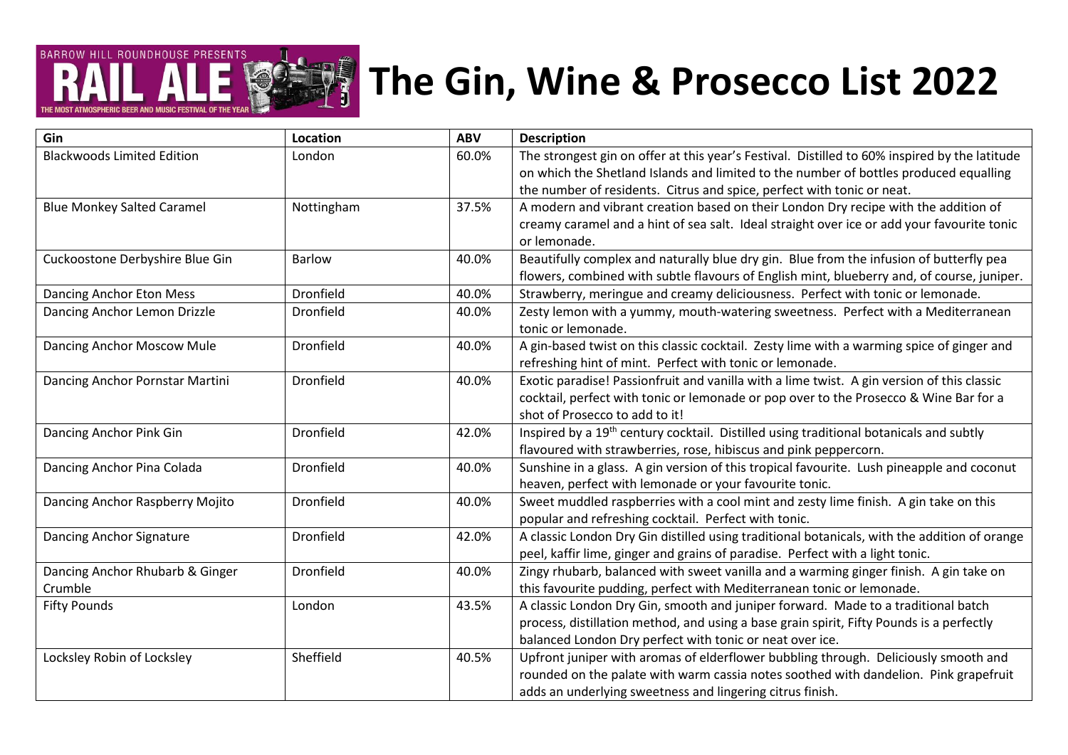# The Gin, Wine & Prosecco List 2022

| Gin | Location | ABV | Description |
|---|---|---|---|
| Blackwoods Limited Edition | London | 60.0% | The strongest gin on offer at this year's Festival. Distilled to 60% inspired by the latitude on which the Shetland Islands and limited to the number of bottles produced equalling the number of residents. Citrus and spice, perfect with tonic or neat. |
| Blue Monkey Salted Caramel | Nottingham | 37.5% | A modern and vibrant creation based on their London Dry recipe with the addition of creamy caramel and a hint of sea salt. Ideal straight over ice or add your favourite tonic or lemonade. |
| Cuckoostone Derbyshire Blue Gin | Barlow | 40.0% | Beautifully complex and naturally blue dry gin. Blue from the infusion of butterfly pea flowers, combined with subtle flavours of English mint, blueberry and, of course, juniper. |
| Dancing Anchor Eton Mess | Dronfield | 40.0% | Strawberry, meringue and creamy deliciousness. Perfect with tonic or lemonade. |
| Dancing Anchor Lemon Drizzle | Dronfield | 40.0% | Zesty lemon with a yummy, mouth-watering sweetness. Perfect with a Mediterranean tonic or lemonade. |
| Dancing Anchor Moscow Mule | Dronfield | 40.0% | A gin-based twist on this classic cocktail. Zesty lime with a warming spice of ginger and refreshing hint of mint. Perfect with tonic or lemonade. |
| Dancing Anchor Pornstar Martini | Dronfield | 40.0% | Exotic paradise! Passionfruit and vanilla with a lime twist. A gin version of this classic cocktail, perfect with tonic or lemonade or pop over to the Prosecco & Wine Bar for a shot of Prosecco to add to it! |
| Dancing Anchor Pink Gin | Dronfield | 42.0% | Inspired by a 19th century cocktail. Distilled using traditional botanicals and subtly flavoured with strawberries, rose, hibiscus and pink peppercorn. |
| Dancing Anchor Pina Colada | Dronfield | 40.0% | Sunshine in a glass. A gin version of this tropical favourite. Lush pineapple and coconut heaven, perfect with lemonade or your favourite tonic. |
| Dancing Anchor Raspberry Mojito | Dronfield | 40.0% | Sweet muddled raspberries with a cool mint and zesty lime finish. A gin take on this popular and refreshing cocktail. Perfect with tonic. |
| Dancing Anchor Signature | Dronfield | 42.0% | A classic London Dry Gin distilled using traditional botanicals, with the addition of orange peel, kaffir lime, ginger and grains of paradise. Perfect with a light tonic. |
| Dancing Anchor Rhubarb & Ginger Crumble | Dronfield | 40.0% | Zingy rhubarb, balanced with sweet vanilla and a warming ginger finish. A gin take on this favourite pudding, perfect with Mediterranean tonic or lemonade. |
| Fifty Pounds | London | 43.5% | A classic London Dry Gin, smooth and juniper forward. Made to a traditional batch process, distillation method, and using a base grain spirit, Fifty Pounds is a perfectly balanced London Dry perfect with tonic or neat over ice. |
| Locksley Robin of Locksley | Sheffield | 40.5% | Upfront juniper with aromas of elderflower bubbling through. Deliciously smooth and rounded on the palate with warm cassia notes soothed with dandelion. Pink grapefruit adds an underlying sweetness and lingering citrus finish. |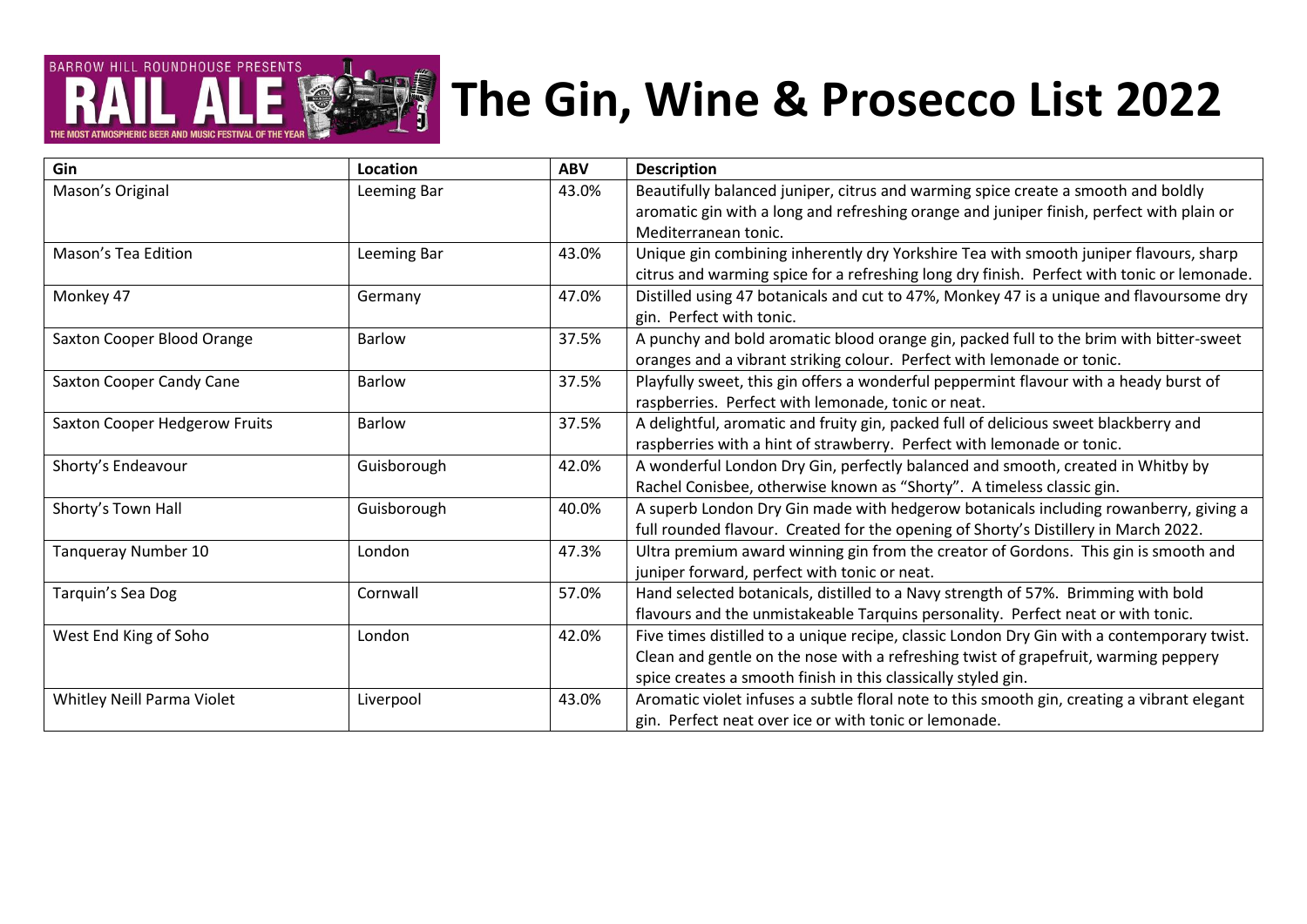# The Gin, Wine & Prosecco List 2022

| Gin | Location | ABV | Description |
|---|---|---|---|
| Mason's Original | Leeming Bar | 43.0% | Beautifully balanced juniper, citrus and warming spice create a smooth and boldly aromatic gin with a long and refreshing orange and juniper finish, perfect with plain or Mediterranean tonic. |
| Mason's Tea Edition | Leeming Bar | 43.0% | Unique gin combining inherently dry Yorkshire Tea with smooth juniper flavours, sharp citrus and warming spice for a refreshing long dry finish. Perfect with tonic or lemonade. |
| Monkey 47 | Germany | 47.0% | Distilled using 47 botanicals and cut to 47%, Monkey 47 is a unique and flavoursome dry gin. Perfect with tonic. |
| Saxton Cooper Blood Orange | Barlow | 37.5% | A punchy and bold aromatic blood orange gin, packed full to the brim with bitter-sweet oranges and a vibrant striking colour. Perfect with lemonade or tonic. |
| Saxton Cooper Candy Cane | Barlow | 37.5% | Playfully sweet, this gin offers a wonderful peppermint flavour with a heady burst of raspberries. Perfect with lemonade, tonic or neat. |
| Saxton Cooper Hedgerow Fruits | Barlow | 37.5% | A delightful, aromatic and fruity gin, packed full of delicious sweet blackberry and raspberries with a hint of strawberry. Perfect with lemonade or tonic. |
| Shorty's Endeavour | Guisborough | 42.0% | A wonderful London Dry Gin, perfectly balanced and smooth, created in Whitby by Rachel Conisbee, otherwise known as "Shorty". A timeless classic gin. |
| Shorty's Town Hall | Guisborough | 40.0% | A superb London Dry Gin made with hedgerow botanicals including rowanberry, giving a full rounded flavour. Created for the opening of Shorty's Distillery in March 2022. |
| Tanqueray Number 10 | London | 47.3% | Ultra premium award winning gin from the creator of Gordons. This gin is smooth and juniper forward, perfect with tonic or neat. |
| Tarquin's Sea Dog | Cornwall | 57.0% | Hand selected botanicals, distilled to a Navy strength of 57%. Brimming with bold flavours and the unmistakeable Tarquins personality. Perfect neat or with tonic. |
| West End King of Soho | London | 42.0% | Five times distilled to a unique recipe, classic London Dry Gin with a contemporary twist. Clean and gentle on the nose with a refreshing twist of grapefruit, warming peppery spice creates a smooth finish in this classically styled gin. |
| Whitley Neill Parma Violet | Liverpool | 43.0% | Aromatic violet infuses a subtle floral note to this smooth gin, creating a vibrant elegant gin. Perfect neat over ice or with tonic or lemonade. |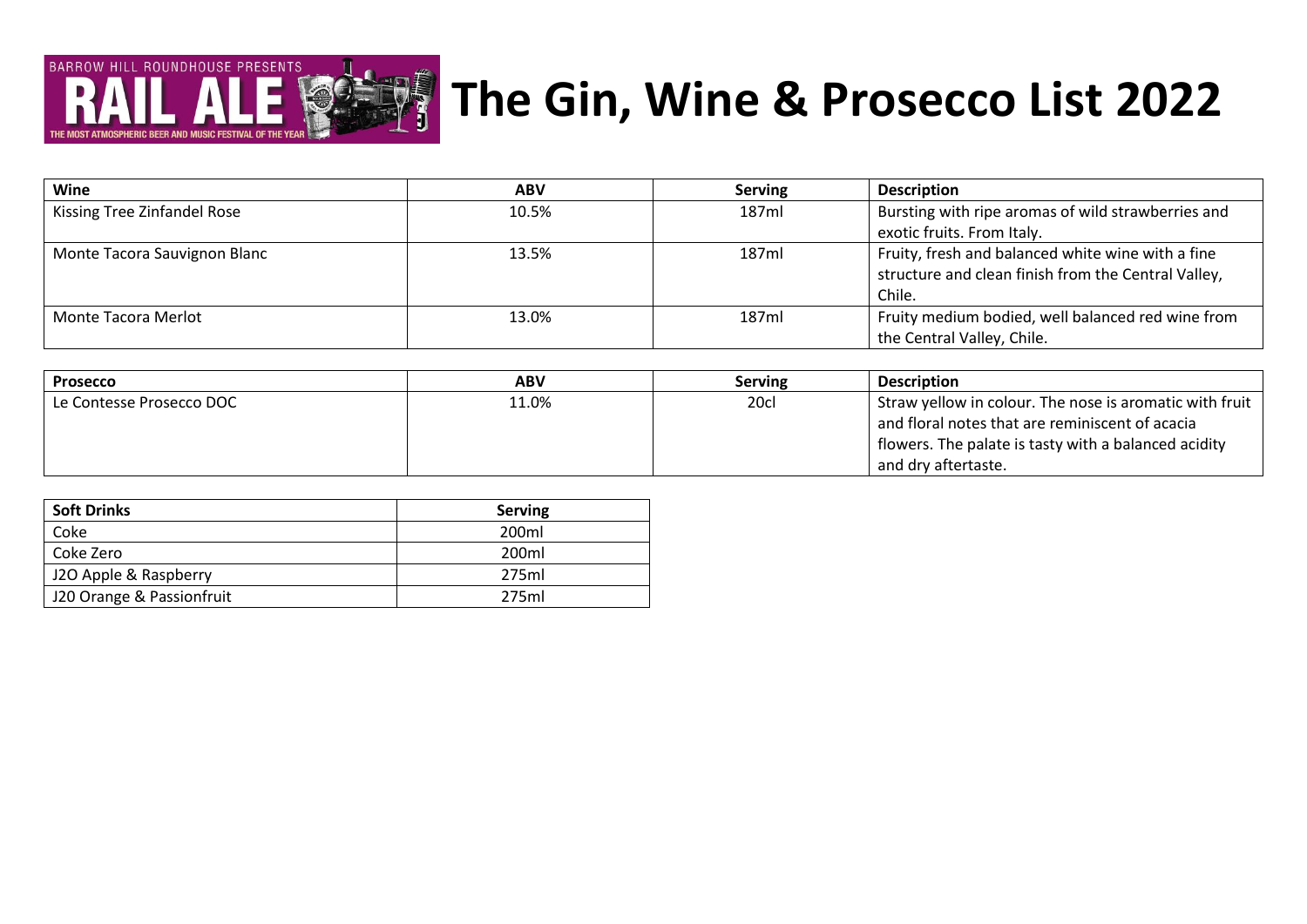# The Gin, Wine & Prosecco List 2022

| Wine | ABV | Serving | Description |
|---|---|---|---|
| Kissing Tree Zinfandel Rose | 10.5% | 187ml | Bursting with ripe aromas of wild strawberries and exotic fruits. From Italy. |
| Monte Tacora Sauvignon Blanc | 13.5% | 187ml | Fruity, fresh and balanced white wine with a fine structure and clean finish from the Central Valley, Chile. |
| Monte Tacora Merlot | 13.0% | 187ml | Fruity medium bodied, well balanced red wine from the Central Valley, Chile. |

| Prosecco | ABV | Serving | Description |
|---|---|---|---|
| Le Contesse Prosecco DOC | 11.0% | 20cl | Straw yellow in colour. The nose is aromatic with fruit and floral notes that are reminiscent of acacia flowers. The palate is tasty with a balanced acidity and dry aftertaste. |

| Soft Drinks | Serving |
|---|---|
| Coke | 200ml |
| Coke Zero | 200ml |
| J2O Apple & Raspberry | 275ml |
| J2O Orange & Passionfruit | 275ml |